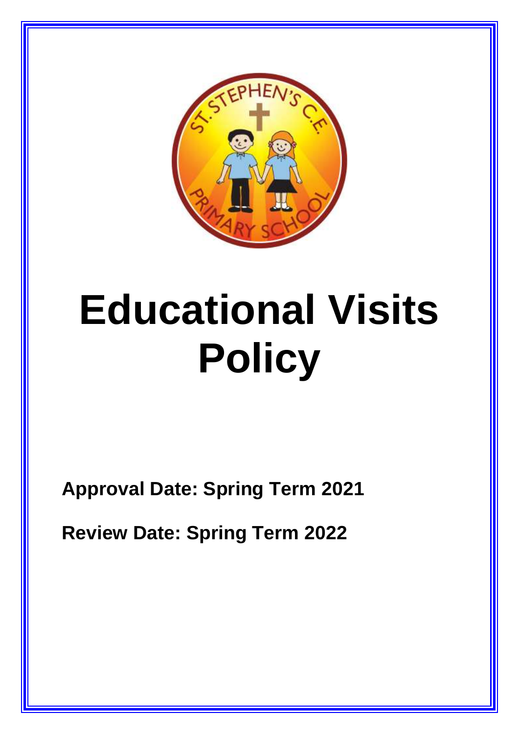# Educational Visits Policy

**Approval Date: Spring Term 2021**

**Review Date: Spring Term 2022**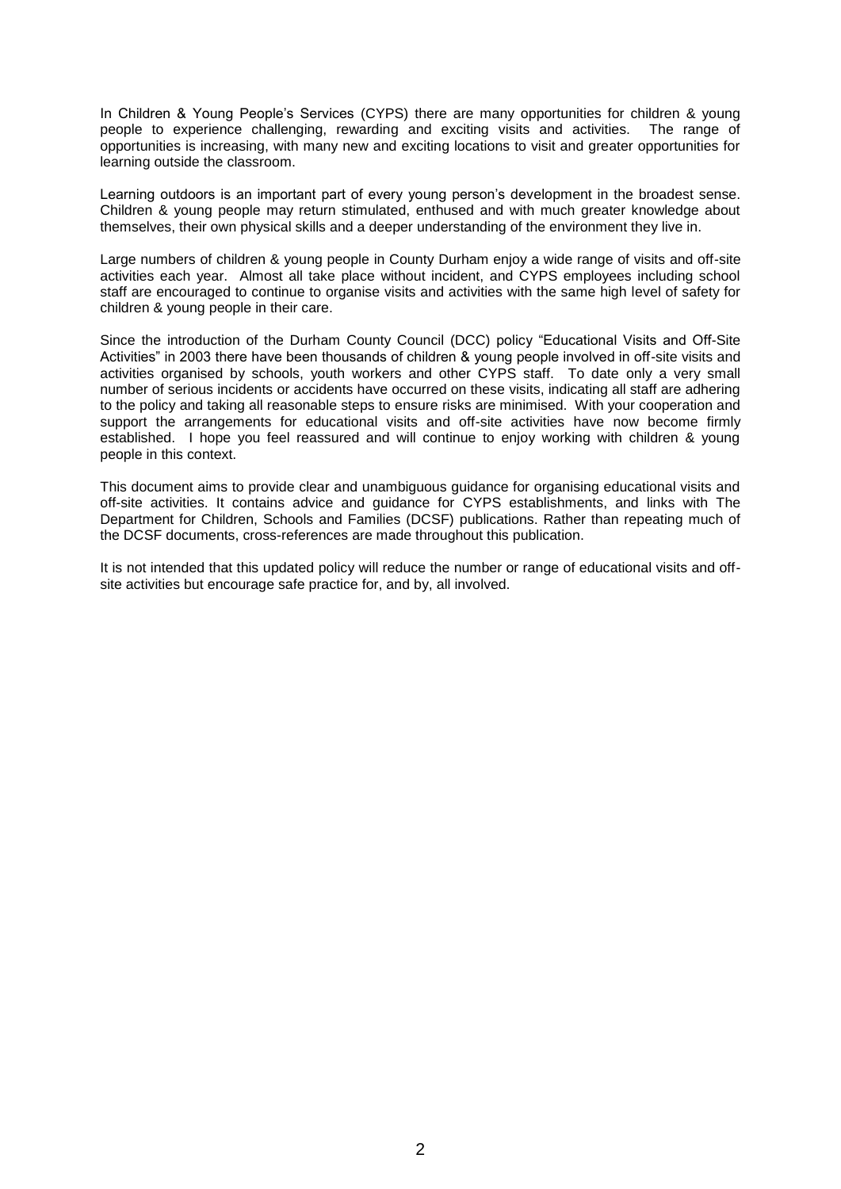In Children & Young People's Services (CYPS) there are many opportunities for children & young people to experience challenging, rewarding and exciting visits and activities. The range of opportunities is increasing, with many new and exciting locations to visit and greater opportunities for learning outside the classroom.

Learning outdoors is an important part of every young person's development in the broadest sense. Children & young people may return stimulated, enthused and with much greater knowledge about themselves, their own physical skills and a deeper understanding of the environment they live in.

Large numbers of children & young people in County Durham enjoy a wide range of visits and off-site activities each year. Almost all take place without incident, and CYPS employees including school staff are encouraged to continue to organise visits and activities with the same high level of safety for children & young people in their care.

Since the introduction of the Durham County Council (DCC) policy "Educational Visits and Off-Site Activities" in 2003 there have been thousands of children & young people involved in off-site visits and activities organised by schools, youth workers and other CYPS staff. To date only a very small number of serious incidents or accidents have occurred on these visits, indicating all staff are adhering to the policy and taking all reasonable steps to ensure risks are minimised. With your cooperation and support the arrangements for educational visits and off-site activities have now become firmly established. I hope you feel reassured and will continue to enjoy working with children & young people in this context.

This document aims to provide clear and unambiguous guidance for organising educational visits and off-site activities. It contains advice and guidance for CYPS establishments, and links with The Department for Children, Schools and Families (DCSF) publications. Rather than repeating much of the DCSF documents, cross-references are made throughout this publication.

It is not intended that this updated policy will reduce the number or range of educational visits and off-site activities but encourage safe practice for, and by, all involved.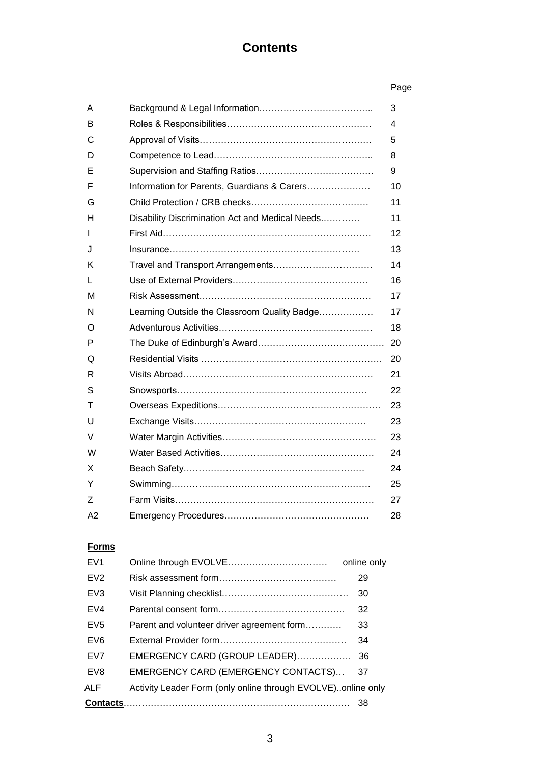# Contents

| | | Page |
|---|---|---|
| A | Background & Legal Information……………………………….. | 3 |
| B | Roles & Responsibilities………………………………………… | 4 |
| C | Approval of Visits………………………………………………… | 5 |
| D | Competence to Lead…………………………………………….. | 8 |
| E | Supervision and Staffing Ratios………………………………… | 9 |
| F | Information for Parents, Guardians & Carers………………… | 10 |
| G | Child Protection / CRB checks………………………………… | 11 |
| H | Disability Discrimination Act and Medical Needs………… | 11 |
| I | First Aid…………………………………………………………… | 12 |
| J | Insurance………………………………………………………… | 13 |
| K | Travel and Transport Arrangements…………………………… | 14 |
| L | Use of External Providers……………………………………… | 16 |
| M | Risk Assessment………………………………………………… | 17 |
| N | Learning Outside the Classroom Quality Badge……………… | 17 |
| O | Adventurous Activities…………………………………………… | 18 |
| P | The Duke of Edinburgh's Award……………………………………… | 20 |
| Q | Residential Visits …………………………………………………… | 20 |
| R | Visits Abroad……………………………………………………… | 21 |
| S | Snowsports……………………………………………………… | 22 |
| T | Overseas Expeditions……………………………………………… | 23 |
| U | Exchange Visits………………………………………………… | 23 |
| V | Water Margin Activities…………………………………………… | 23 |
| W | Water Based Activities…………………………………………… | 24 |
| X | Beach Safety…………………………………………………… | 24 |
| Y | Swimming………………………………………………………… | 25 |
| Z | Farm Visits………………………………………………………… | 27 |
| A2 | Emergency Procedures………………………………………… | 28 |

**Forms**

| | | |
|---|---|---|
| EV1 | Online through EVOLVE…………………………… | online only |
| EV2 | Risk assessment form………………………………… | 29 |
| EV3 | Visit Planning checklist…………………………………… | 30 |
| EV4 | Parental consent form…………………………………… | 32 |
| EV5 | Parent and volunteer driver agreement form………… | 33 |
| EV6 | External Provider form…………………………………… | 34 |
| EV7 | EMERGENCY CARD (GROUP LEADER)……………… | 36 |
| EV8 | EMERGENCY CARD (EMERGENCY CONTACTS)… | 37 |
| ALF | Activity Leader Form (only online through EVOLVE)..online only | |

**Contacts**………………………………………………………………… 38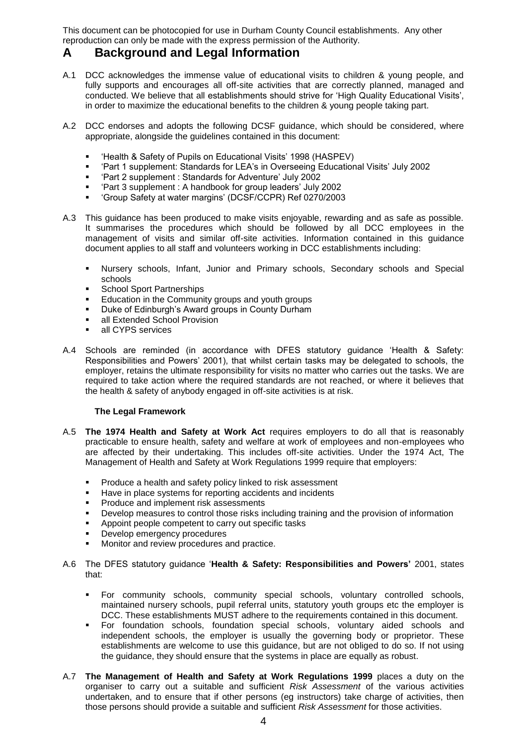This document can be photocopied for use in Durham County Council establishments. Any other reproduction can only be made with the express permission of the Authority.

# A Background and Legal Information

A.1 DCC acknowledges the immense value of educational visits to children & young people, and fully supports and encourages all off-site activities that are correctly planned, managed and conducted. We believe that all establishments should strive for 'High Quality Educational Visits', in order to maximize the educational benefits to the children & young people taking part.

A.2 DCC endorses and adopts the following DCSF guidance, which should be considered, where appropriate, alongside the guidelines contained in this document:

- 'Health & Safety of Pupils on Educational Visits' 1998 (HASPEV)
- 'Part 1 supplement: Standards for LEA's in Overseeing Educational Visits' July 2002
- 'Part 2 supplement : Standards for Adventure' July 2002
- 'Part 3 supplement : A handbook for group leaders' July 2002
- 'Group Safety at water margins' (DCSF/CCPR) Ref 0270/2003

A.3 This guidance has been produced to make visits enjoyable, rewarding and as safe as possible. It summarises the procedures which should be followed by all DCC employees in the management of visits and similar off-site activities. Information contained in this guidance document applies to all staff and volunteers working in DCC establishments including:

- Nursery schools, Infant, Junior and Primary schools, Secondary schools and Special schools
- School Sport Partnerships
- Education in the Community groups and youth groups
- Duke of Edinburgh's Award groups in County Durham
- all Extended School Provision
- all CYPS services

A.4 Schools are reminded (in accordance with DFES statutory guidance 'Health & Safety: Responsibilities and Powers' 2001), that whilst certain tasks may be delegated to schools, the employer, retains the ultimate responsibility for visits no matter who carries out the tasks. We are required to take action where the required standards are not reached, or where it believes that the health & safety of anybody engaged in off-site activities is at risk.

**The Legal Framework**

A.5 **The 1974 Health and Safety at Work Act** requires employers to do all that is reasonably practicable to ensure health, safety and welfare at work of employees and non-employees who are affected by their undertaking. This includes off-site activities. Under the 1974 Act, The Management of Health and Safety at Work Regulations 1999 require that employers:

- Produce a health and safety policy linked to risk assessment
- Have in place systems for reporting accidents and incidents
- Produce and implement risk assessments
- Develop measures to control those risks including training and the provision of information
- Appoint people competent to carry out specific tasks
- Develop emergency procedures
- Monitor and review procedures and practice.

A.6 The DFES statutory guidance '**Health & Safety: Responsibilities and Powers'** 2001, states that:

- For community schools, community special schools, voluntary controlled schools, maintained nursery schools, pupil referral units, statutory youth groups etc the employer is DCC. These establishments MUST adhere to the requirements contained in this document.
- For foundation schools, foundation special schools, voluntary aided schools and independent schools, the employer is usually the governing body or proprietor. These establishments are welcome to use this guidance, but are not obliged to do so. If not using the guidance, they should ensure that the systems in place are equally as robust.

A.7 **The Management of Health and Safety at Work Regulations 1999** places a duty on the organiser to carry out a suitable and sufficient *Risk Assessment* of the various activities undertaken, and to ensure that if other persons (eg instructors) take charge of activities, then those persons should provide a suitable and sufficient *Risk Assessment* for those activities.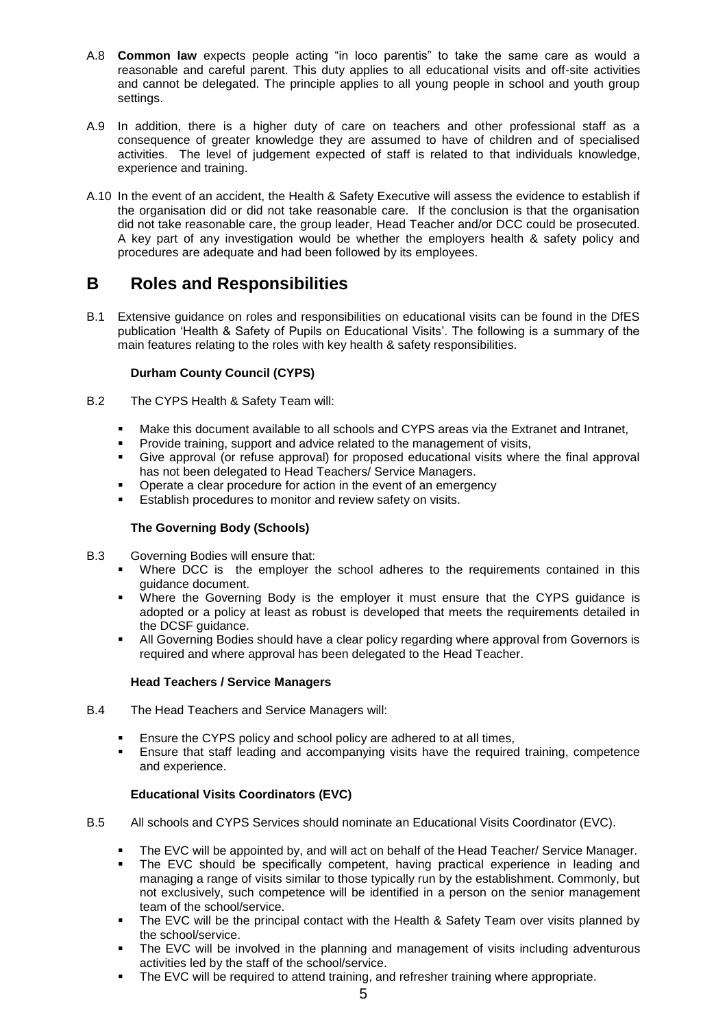A.8 **Common law** expects people acting "in loco parentis" to take the same care as would a reasonable and careful parent. This duty applies to all educational visits and off-site activities and cannot be delegated. The principle applies to all young people in school and youth group settings.

A.9 In addition, there is a higher duty of care on teachers and other professional staff as a consequence of greater knowledge they are assumed to have of children and of specialised activities. The level of judgement expected of staff is related to that individuals knowledge, experience and training.

A.10 In the event of an accident, the Health & Safety Executive will assess the evidence to establish if the organisation did or did not take reasonable care. If the conclusion is that the organisation did not take reasonable care, the group leader, Head Teacher and/or DCC could be prosecuted. A key part of any investigation would be whether the employers health & safety policy and procedures are adequate and had been followed by its employees.

# B Roles and Responsibilities

B.1 Extensive guidance on roles and responsibilities on educational visits can be found in the DfES publication 'Health & Safety of Pupils on Educational Visits'. The following is a summary of the main features relating to the roles with key health & safety responsibilities.

### Durham County Council (CYPS)

B.2 The CYPS Health & Safety Team will:

- Make this document available to all schools and CYPS areas via the Extranet and Intranet,
- Provide training, support and advice related to the management of visits,
- Give approval (or refuse approval) for proposed educational visits where the final approval has not been delegated to Head Teachers/ Service Managers.
- Operate a clear procedure for action in the event of an emergency
- Establish procedures to monitor and review safety on visits.

### The Governing Body (Schools)

B.3 Governing Bodies will ensure that:

- Where DCC is the employer the school adheres to the requirements contained in this guidance document.
- Where the Governing Body is the employer it must ensure that the CYPS guidance is adopted or a policy at least as robust is developed that meets the requirements detailed in the DCSF guidance.
- All Governing Bodies should have a clear policy regarding where approval from Governors is required and where approval has been delegated to the Head Teacher.

### Head Teachers / Service Managers

B.4 The Head Teachers and Service Managers will:

- Ensure the CYPS policy and school policy are adhered to at all times,
- Ensure that staff leading and accompanying visits have the required training, competence and experience.

### Educational Visits Coordinators (EVC)

B.5 All schools and CYPS Services should nominate an Educational Visits Coordinator (EVC).

- The EVC will be appointed by, and will act on behalf of the Head Teacher/ Service Manager.
- The EVC should be specifically competent, having practical experience in leading and managing a range of visits similar to those typically run by the establishment. Commonly, but not exclusively, such competence will be identified in a person on the senior management team of the school/service.
- The EVC will be the principal contact with the Health & Safety Team over visits planned by the school/service.
- The EVC will be involved in the planning and management of visits including adventurous activities led by the staff of the school/service.
- The EVC will be required to attend training, and refresher training where appropriate.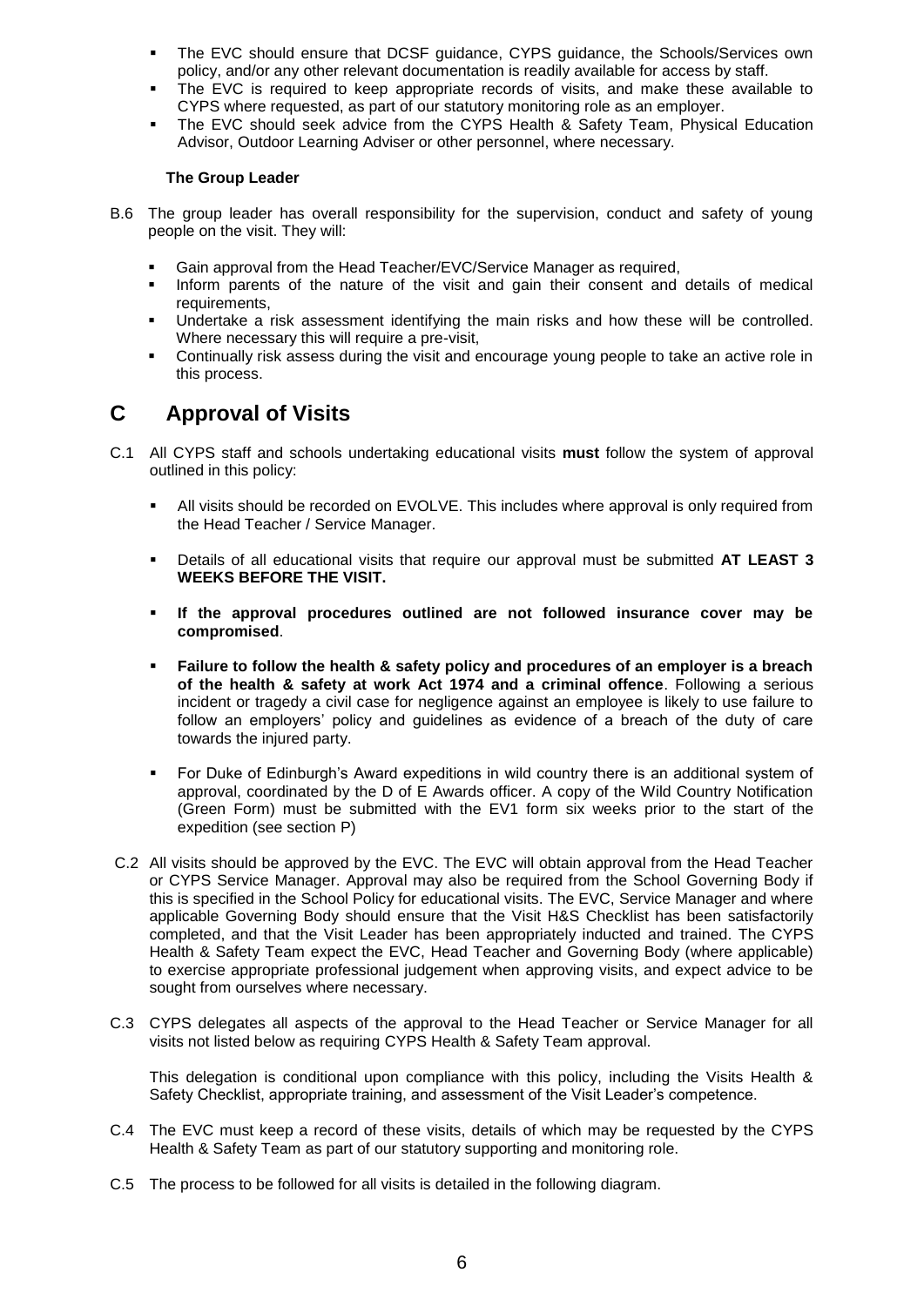- The EVC should ensure that DCSF guidance, CYPS guidance, the Schools/Services own policy, and/or any other relevant documentation is readily available for access by staff.
- The EVC is required to keep appropriate records of visits, and make these available to CYPS where requested, as part of our statutory monitoring role as an employer.
- The EVC should seek advice from the CYPS Health & Safety Team, Physical Education Advisor, Outdoor Learning Adviser or other personnel, where necessary.

### The Group Leader

B.6 The group leader has overall responsibility for the supervision, conduct and safety of young people on the visit. They will:

- Gain approval from the Head Teacher/EVC/Service Manager as required,
- Inform parents of the nature of the visit and gain their consent and details of medical requirements,
- Undertake a risk assessment identifying the main risks and how these will be controlled. Where necessary this will require a pre-visit,
- Continually risk assess during the visit and encourage young people to take an active role in this process.

## C Approval of Visits

C.1 All CYPS staff and schools undertaking educational visits **must** follow the system of approval outlined in this policy:

- All visits should be recorded on EVOLVE. This includes where approval is only required from the Head Teacher / Service Manager.
- Details of all educational visits that require our approval must be submitted **AT LEAST 3 WEEKS BEFORE THE VISIT.**
- **If the approval procedures outlined are not followed insurance cover may be compromised**.
- **Failure to follow the health & safety policy and procedures of an employer is a breach of the health & safety at work Act 1974 and a criminal offence**. Following a serious incident or tragedy a civil case for negligence against an employee is likely to use failure to follow an employers' policy and guidelines as evidence of a breach of the duty of care towards the injured party.
- For Duke of Edinburgh's Award expeditions in wild country there is an additional system of approval, coordinated by the D of E Awards officer. A copy of the Wild Country Notification (Green Form) must be submitted with the EV1 form six weeks prior to the start of the expedition (see section P)

C.2 All visits should be approved by the EVC. The EVC will obtain approval from the Head Teacher or CYPS Service Manager. Approval may also be required from the School Governing Body if this is specified in the School Policy for educational visits. The EVC, Service Manager and where applicable Governing Body should ensure that the Visit H&S Checklist has been satisfactorily completed, and that the Visit Leader has been appropriately inducted and trained. The CYPS Health & Safety Team expect the EVC, Head Teacher and Governing Body (where applicable) to exercise appropriate professional judgement when approving visits, and expect advice to be sought from ourselves where necessary.

C.3 CYPS delegates all aspects of the approval to the Head Teacher or Service Manager for all visits not listed below as requiring CYPS Health & Safety Team approval.

This delegation is conditional upon compliance with this policy, including the Visits Health & Safety Checklist, appropriate training, and assessment of the Visit Leader's competence.

C.4 The EVC must keep a record of these visits, details of which may be requested by the CYPS Health & Safety Team as part of our statutory supporting and monitoring role.

C.5 The process to be followed for all visits is detailed in the following diagram.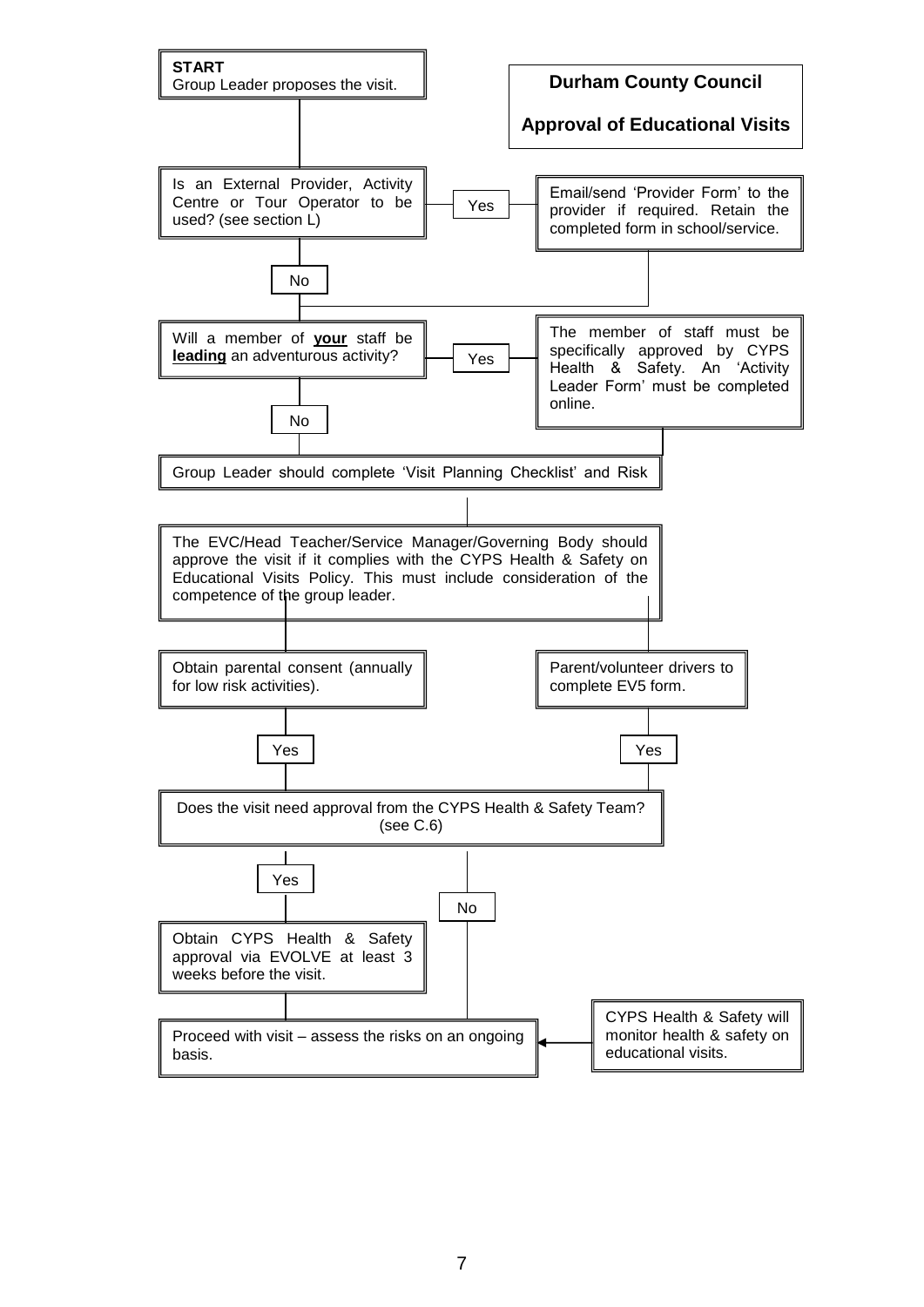## Durham County Council

## Approval of Educational Visits

**START**
Group Leader proposes the visit.

Is an External Provider, Activity Centre or Tour Operator to be used? (see section L)

- **Yes** → Email/send 'Provider Form' to the provider if required. Retain the completed form in school/service.
- **No**

Will a member of **your** staff be **leading** an adventurous activity?

- **Yes** → The member of staff must be specifically approved by CYPS Health & Safety. An 'Activity Leader Form' must be completed online.
- **No**

Group Leader should complete 'Visit Planning Checklist' and Risk

The EVC/Head Teacher/Service Manager/Governing Body should approve the visit if it complies with the CYPS Health & Safety on Educational Visits Policy. This must include consideration of the competence of the group leader.

Obtain parental consent (annually for low risk activities).

- **Yes**

Parent/volunteer drivers to complete EV5 form.

- **Yes**

Does the visit need approval from the CYPS Health & Safety Team? (see C.6)

- **Yes** → Obtain CYPS Health & Safety approval via EVOLVE at least 3 weeks before the visit.
- **No**

Proceed with visit – assess the risks on an ongoing basis.

CYPS Health & Safety will monitor health & safety on educational visits.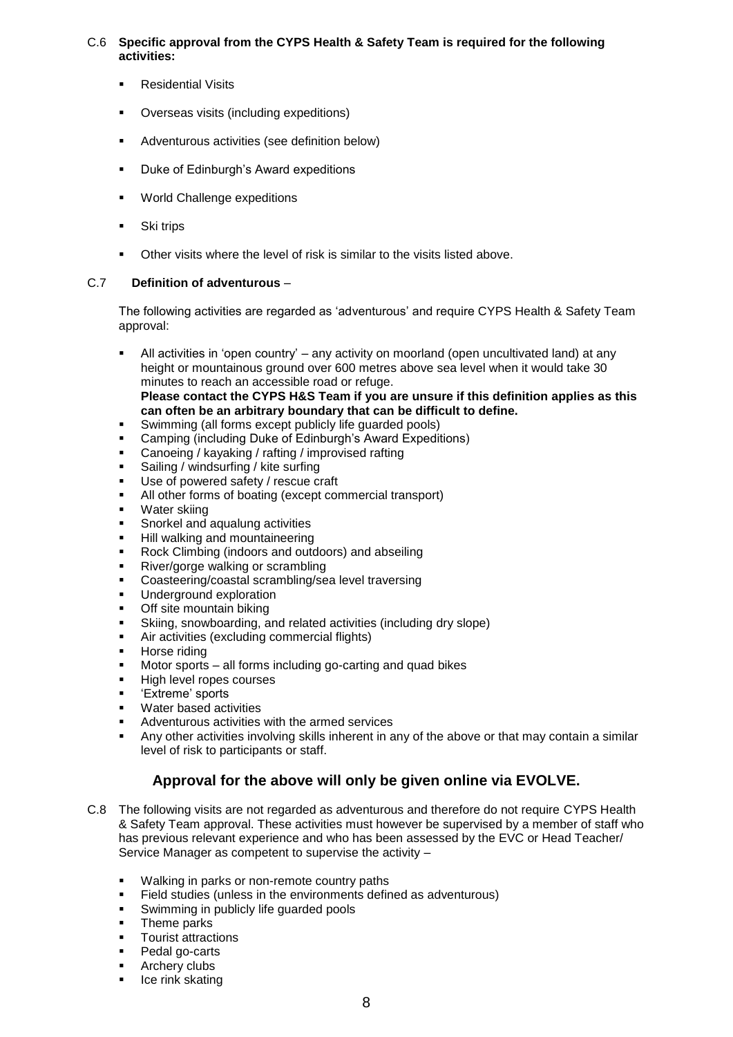C.6 **Specific approval from the CYPS Health & Safety Team is required for the following activities:**

- Residential Visits
- Overseas visits (including expeditions)
- Adventurous activities (see definition below)
- Duke of Edinburgh's Award expeditions
- World Challenge expeditions
- Ski trips
- Other visits where the level of risk is similar to the visits listed above.

C.7 **Definition of adventurous** –

The following activities are regarded as 'adventurous' and require CYPS Health & Safety Team approval:

- All activities in 'open country' – any activity on moorland (open uncultivated land) at any height or mountainous ground over 600 metres above sea level when it would take 30 minutes to reach an accessible road or refuge.
  **Please contact the CYPS H&S Team if you are unsure if this definition applies as this can often be an arbitrary boundary that can be difficult to define.**
- Swimming (all forms except publicly life guarded pools)
- Camping (including Duke of Edinburgh's Award Expeditions)
- Canoeing / kayaking / rafting / improvised rafting
- Sailing / windsurfing / kite surfing
- Use of powered safety / rescue craft
- All other forms of boating (except commercial transport)
- Water skiing
- Snorkel and aqualung activities
- Hill walking and mountaineering
- Rock Climbing (indoors and outdoors) and abseiling
- River/gorge walking or scrambling
- Coasteering/coastal scrambling/sea level traversing
- Underground exploration
- Off site mountain biking
- Skiing, snowboarding, and related activities (including dry slope)
- Air activities (excluding commercial flights)
- Horse riding
- Motor sports – all forms including go-carting and quad bikes
- High level ropes courses
- 'Extreme' sports
- Water based activities
- Adventurous activities with the armed services
- Any other activities involving skills inherent in any of the above or that may contain a similar level of risk to participants or staff.

## Approval for the above will only be given online via EVOLVE.

C.8 The following visits are not regarded as adventurous and therefore do not require CYPS Health & Safety Team approval. These activities must however be supervised by a member of staff who has previous relevant experience and who has been assessed by the EVC or Head Teacher/ Service Manager as competent to supervise the activity –

- Walking in parks or non-remote country paths
- Field studies (unless in the environments defined as adventurous)
- Swimming in publicly life guarded pools
- Theme parks
- Tourist attractions
- Pedal go-carts
- Archery clubs
- Ice rink skating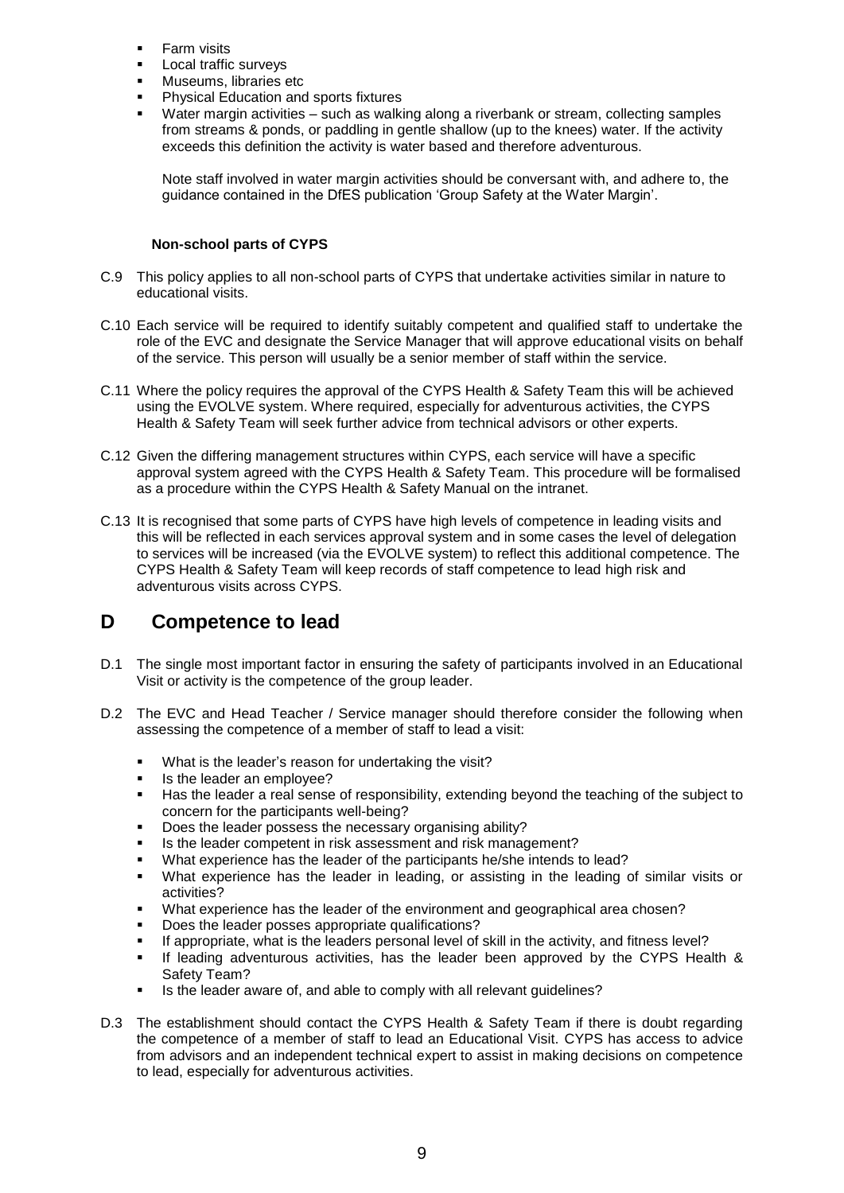- Farm visits
- Local traffic surveys
- Museums, libraries etc
- Physical Education and sports fixtures
- Water margin activities – such as walking along a riverbank or stream, collecting samples from streams & ponds, or paddling in gentle shallow (up to the knees) water. If the activity exceeds this definition the activity is water based and therefore adventurous.

  Note staff involved in water margin activities should be conversant with, and adhere to, the guidance contained in the DfES publication 'Group Safety at the Water Margin'.

**Non-school parts of CYPS**

C.9 This policy applies to all non-school parts of CYPS that undertake activities similar in nature to educational visits.

C.10 Each service will be required to identify suitably competent and qualified staff to undertake the role of the EVC and designate the Service Manager that will approve educational visits on behalf of the service. This person will usually be a senior member of staff within the service.

C.11 Where the policy requires the approval of the CYPS Health & Safety Team this will be achieved using the EVOLVE system. Where required, especially for adventurous activities, the CYPS Health & Safety Team will seek further advice from technical advisors or other experts.

C.12 Given the differing management structures within CYPS, each service will have a specific approval system agreed with the CYPS Health & Safety Team. This procedure will be formalised as a procedure within the CYPS Health & Safety Manual on the intranet.

C.13 It is recognised that some parts of CYPS have high levels of competence in leading visits and this will be reflected in each services approval system and in some cases the level of delegation to services will be increased (via the EVOLVE system) to reflect this additional competence. The CYPS Health & Safety Team will keep records of staff competence to lead high risk and adventurous visits across CYPS.

## D Competence to lead

D.1 The single most important factor in ensuring the safety of participants involved in an Educational Visit or activity is the competence of the group leader.

D.2 The EVC and Head Teacher / Service manager should therefore consider the following when assessing the competence of a member of staff to lead a visit:

- What is the leader's reason for undertaking the visit?
- Is the leader an employee?
- Has the leader a real sense of responsibility, extending beyond the teaching of the subject to concern for the participants well-being?
- Does the leader possess the necessary organising ability?
- Is the leader competent in risk assessment and risk management?
- What experience has the leader of the participants he/she intends to lead?
- What experience has the leader in leading, or assisting in the leading of similar visits or activities?
- What experience has the leader of the environment and geographical area chosen?
- Does the leader posses appropriate qualifications?
- If appropriate, what is the leaders personal level of skill in the activity, and fitness level?
- If leading adventurous activities, has the leader been approved by the CYPS Health & Safety Team?
- Is the leader aware of, and able to comply with all relevant guidelines?

D.3 The establishment should contact the CYPS Health & Safety Team if there is doubt regarding the competence of a member of staff to lead an Educational Visit. CYPS has access to advice from advisors and an independent technical expert to assist in making decisions on competence to lead, especially for adventurous activities.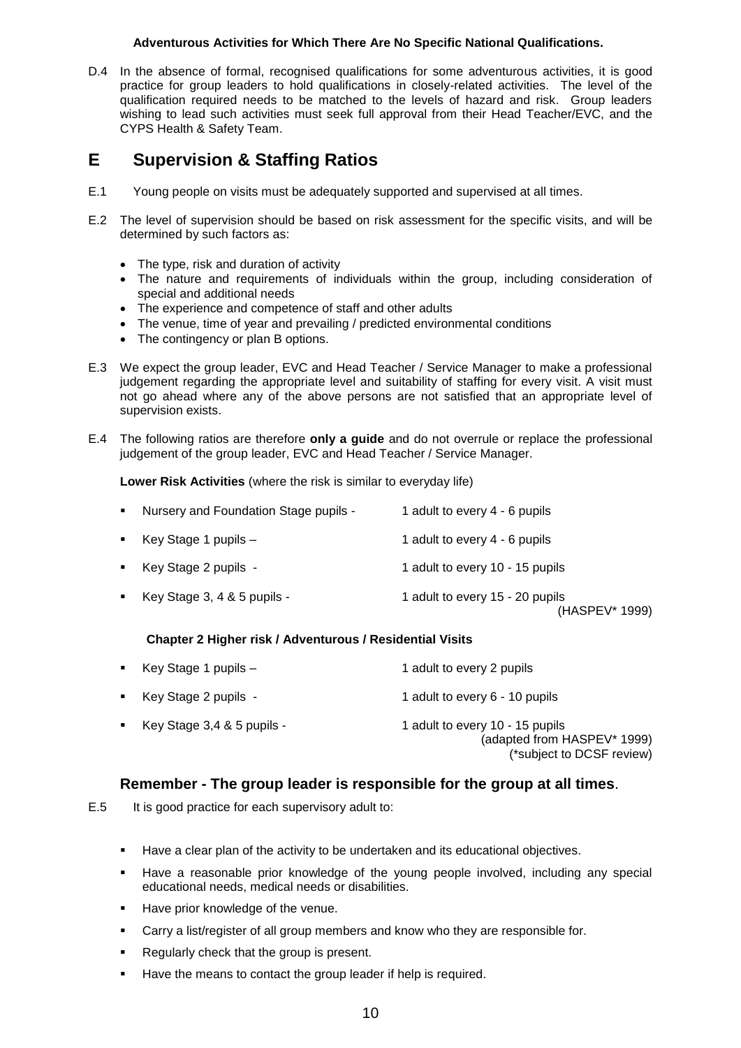**Adventurous Activities for Which There Are No Specific National Qualifications.**

D.4 In the absence of formal, recognised qualifications for some adventurous activities, it is good practice for group leaders to hold qualifications in closely-related activities. The level of the qualification required needs to be matched to the levels of hazard and risk. Group leaders wishing to lead such activities must seek full approval from their Head Teacher/EVC, and the CYPS Health & Safety Team.

# E Supervision & Staffing Ratios

E.1 Young people on visits must be adequately supported and supervised at all times.

E.2 The level of supervision should be based on risk assessment for the specific visits, and will be determined by such factors as:

- The type, risk and duration of activity
- The nature and requirements of individuals within the group, including consideration of special and additional needs
- The experience and competence of staff and other adults
- The venue, time of year and prevailing / predicted environmental conditions
- The contingency or plan B options.

E.3 We expect the group leader, EVC and Head Teacher / Service Manager to make a professional judgement regarding the appropriate level and suitability of staffing for every visit. A visit must not go ahead where any of the above persons are not satisfied that an appropriate level of supervision exists.

E.4 The following ratios are therefore **only a guide** and do not overrule or replace the professional judgement of the group leader, EVC and Head Teacher / Service Manager.

**Lower Risk Activities** (where the risk is similar to everyday life)

- Nursery and Foundation Stage pupils - 1 adult to every 4 - 6 pupils
- Key Stage 1 pupils – 1 adult to every 4 - 6 pupils
- Key Stage 2 pupils - 1 adult to every 10 - 15 pupils
- Key Stage 3, 4 & 5 pupils - 1 adult to every 15 - 20 pupils

(HASPEV* 1999)

**Chapter 2 Higher risk / Adventurous / Residential Visits**

- Key Stage 1 pupils – 1 adult to every 2 pupils
- Key Stage 2 pupils - 1 adult to every 6 - 10 pupils
- Key Stage 3,4 & 5 pupils - 1 adult to every 10 - 15 pupils

(adapted from HASPEV* 1999)
(*subject to DCSF review)

## Remember - The group leader is responsible for the group at all times.

E.5 It is good practice for each supervisory adult to:

- Have a clear plan of the activity to be undertaken and its educational objectives.
- Have a reasonable prior knowledge of the young people involved, including any special educational needs, medical needs or disabilities.
- Have prior knowledge of the venue.
- Carry a list/register of all group members and know who they are responsible for.
- Regularly check that the group is present.
- Have the means to contact the group leader if help is required.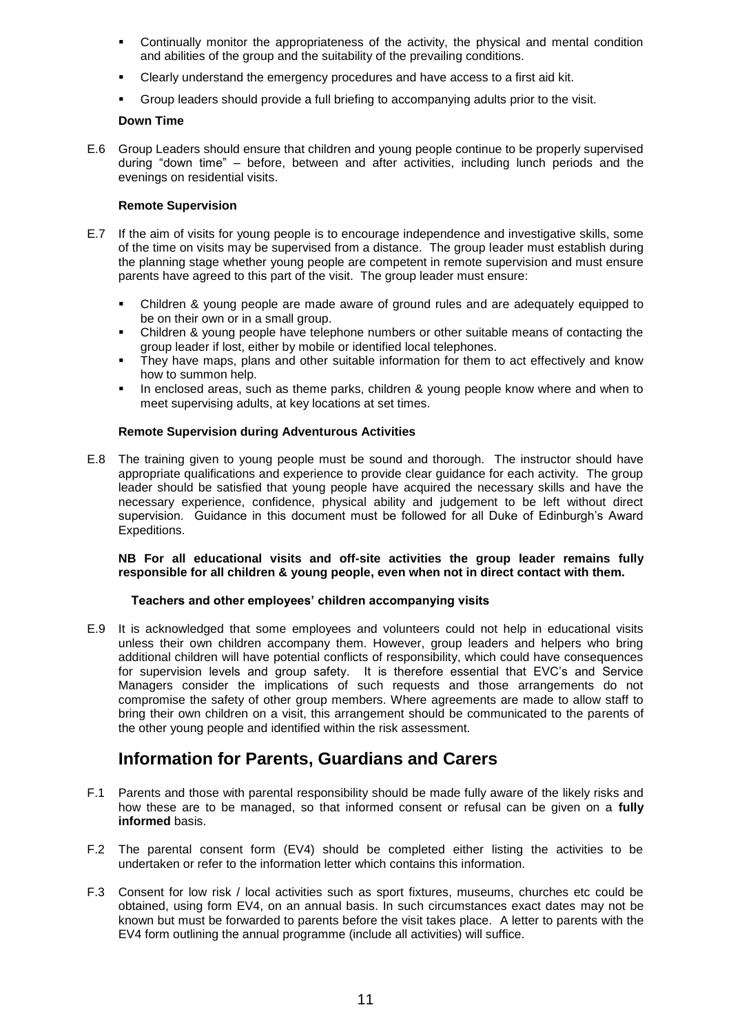- Continually monitor the appropriateness of the activity, the physical and mental condition and abilities of the group and the suitability of the prevailing conditions.
- Clearly understand the emergency procedures and have access to a first aid kit.
- Group leaders should provide a full briefing to accompanying adults prior to the visit.

**Down Time**

E.6 Group Leaders should ensure that children and young people continue to be properly supervised during "down time" – before, between and after activities, including lunch periods and the evenings on residential visits.

**Remote Supervision**

E.7 If the aim of visits for young people is to encourage independence and investigative skills, some of the time on visits may be supervised from a distance. The group leader must establish during the planning stage whether young people are competent in remote supervision and must ensure parents have agreed to this part of the visit. The group leader must ensure:

- Children & young people are made aware of ground rules and are adequately equipped to be on their own or in a small group.
- Children & young people have telephone numbers or other suitable means of contacting the group leader if lost, either by mobile or identified local telephones.
- They have maps, plans and other suitable information for them to act effectively and know how to summon help.
- In enclosed areas, such as theme parks, children & young people know where and when to meet supervising adults, at key locations at set times.

**Remote Supervision during Adventurous Activities**

E.8 The training given to young people must be sound and thorough. The instructor should have appropriate qualifications and experience to provide clear guidance for each activity. The group leader should be satisfied that young people have acquired the necessary skills and have the necessary experience, confidence, physical ability and judgement to be left without direct supervision. Guidance in this document must be followed for all Duke of Edinburgh's Award Expeditions.

**NB For all educational visits and off-site activities the group leader remains fully responsible for all children & young people, even when not in direct contact with them.**

**Teachers and other employees' children accompanying visits**

E.9 It is acknowledged that some employees and volunteers could not help in educational visits unless their own children accompany them. However, group leaders and helpers who bring additional children will have potential conflicts of responsibility, which could have consequences for supervision levels and group safety. It is therefore essential that EVC's and Service Managers consider the implications of such requests and those arrangements do not compromise the safety of other group members. Where agreements are made to allow staff to bring their own children on a visit, this arrangement should be communicated to the parents of the other young people and identified within the risk assessment.

## Information for Parents, Guardians and Carers

F.1 Parents and those with parental responsibility should be made fully aware of the likely risks and how these are to be managed, so that informed consent or refusal can be given on a **fully informed** basis.

F.2 The parental consent form (EV4) should be completed either listing the activities to be undertaken or refer to the information letter which contains this information.

F.3 Consent for low risk / local activities such as sport fixtures, museums, churches etc could be obtained, using form EV4, on an annual basis. In such circumstances exact dates may not be known but must be forwarded to parents before the visit takes place. A letter to parents with the EV4 form outlining the annual programme (include all activities) will suffice.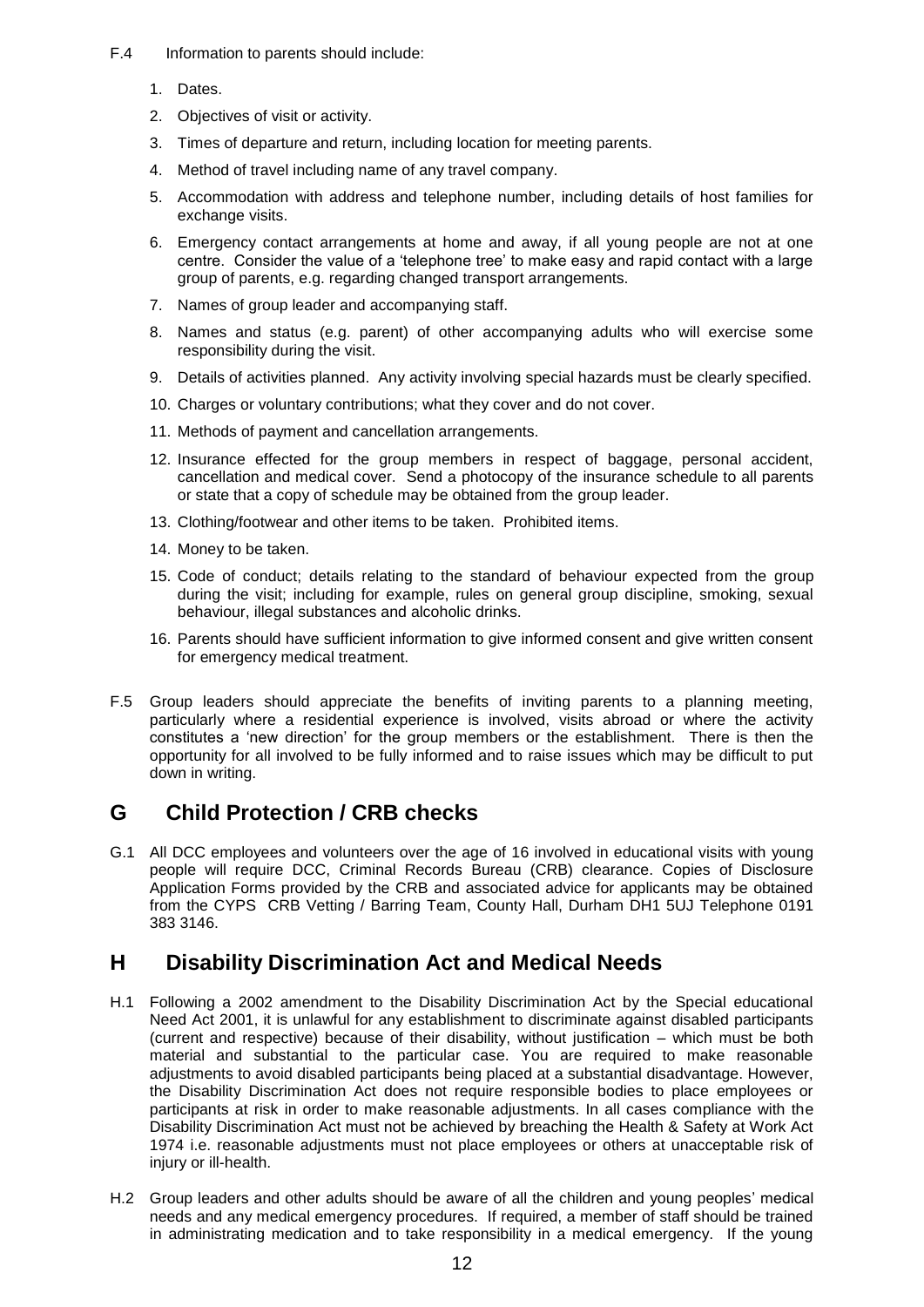F.4 Information to parents should include:

1. Dates.
2. Objectives of visit or activity.
3. Times of departure and return, including location for meeting parents.
4. Method of travel including name of any travel company.
5. Accommodation with address and telephone number, including details of host families for exchange visits.
6. Emergency contact arrangements at home and away, if all young people are not at one centre. Consider the value of a 'telephone tree' to make easy and rapid contact with a large group of parents, e.g. regarding changed transport arrangements.
7. Names of group leader and accompanying staff.
8. Names and status (e.g. parent) of other accompanying adults who will exercise some responsibility during the visit.
9. Details of activities planned. Any activity involving special hazards must be clearly specified.
10. Charges or voluntary contributions; what they cover and do not cover.
11. Methods of payment and cancellation arrangements.
12. Insurance effected for the group members in respect of baggage, personal accident, cancellation and medical cover. Send a photocopy of the insurance schedule to all parents or state that a copy of schedule may be obtained from the group leader.
13. Clothing/footwear and other items to be taken. Prohibited items.
14. Money to be taken.
15. Code of conduct; details relating to the standard of behaviour expected from the group during the visit; including for example, rules on general group discipline, smoking, sexual behaviour, illegal substances and alcoholic drinks.
16. Parents should have sufficient information to give informed consent and give written consent for emergency medical treatment.

F.5 Group leaders should appreciate the benefits of inviting parents to a planning meeting, particularly where a residential experience is involved, visits abroad or where the activity constitutes a 'new direction' for the group members or the establishment. There is then the opportunity for all involved to be fully informed and to raise issues which may be difficult to put down in writing.

## G Child Protection / CRB checks

G.1 All DCC employees and volunteers over the age of 16 involved in educational visits with young people will require DCC, Criminal Records Bureau (CRB) clearance. Copies of Disclosure Application Forms provided by the CRB and associated advice for applicants may be obtained from the CYPS CRB Vetting / Barring Team, County Hall, Durham DH1 5UJ Telephone 0191 383 3146.

## H Disability Discrimination Act and Medical Needs

H.1 Following a 2002 amendment to the Disability Discrimination Act by the Special educational Need Act 2001, it is unlawful for any establishment to discriminate against disabled participants (current and respective) because of their disability, without justification – which must be both material and substantial to the particular case. You are required to make reasonable adjustments to avoid disabled participants being placed at a substantial disadvantage. However, the Disability Discrimination Act does not require responsible bodies to place employees or participants at risk in order to make reasonable adjustments. In all cases compliance with the Disability Discrimination Act must not be achieved by breaching the Health & Safety at Work Act 1974 i.e. reasonable adjustments must not place employees or others at unacceptable risk of injury or ill-health.

H.2 Group leaders and other adults should be aware of all the children and young peoples' medical needs and any medical emergency procedures. If required, a member of staff should be trained in administrating medication and to take responsibility in a medical emergency. If the young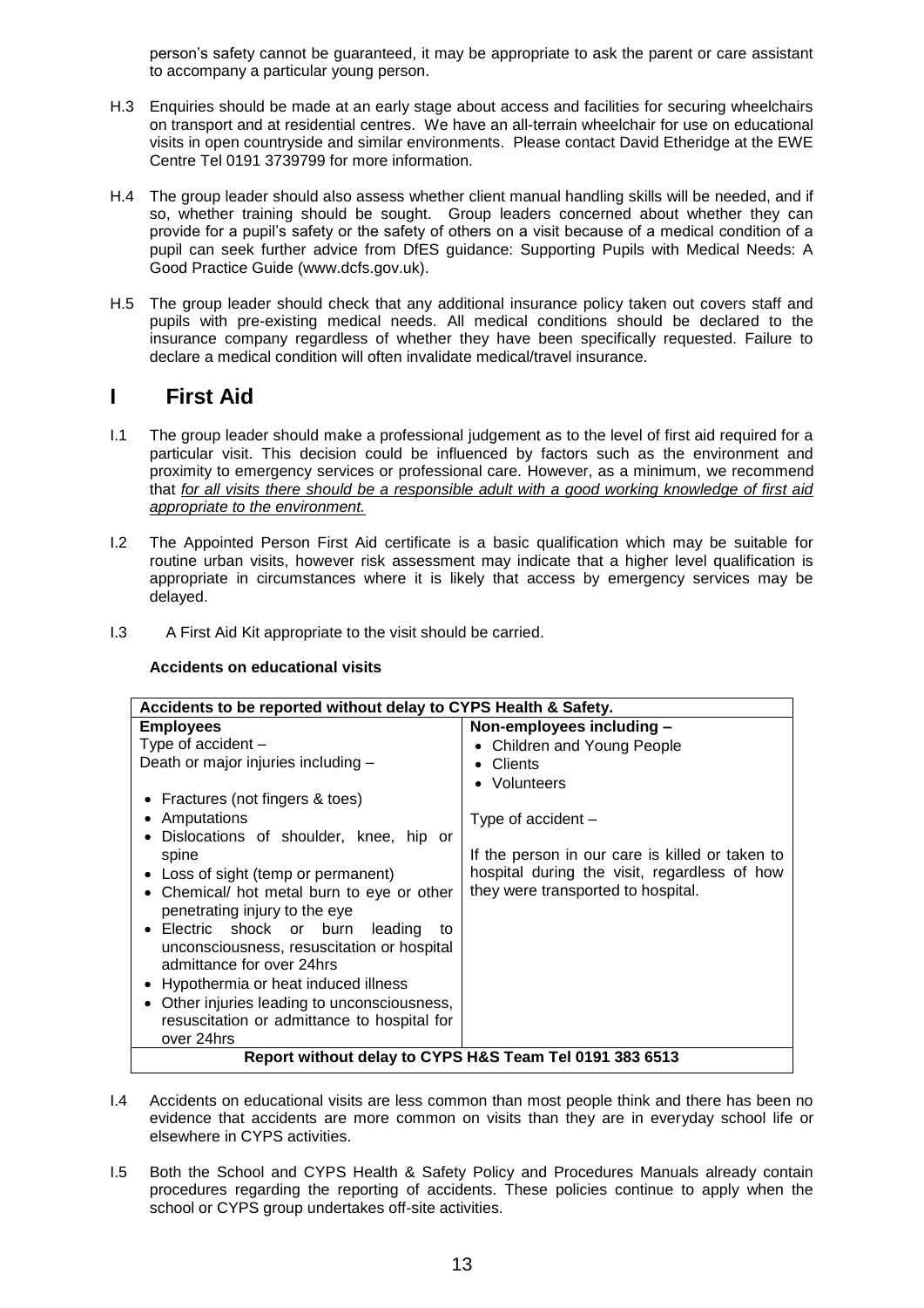person's safety cannot be guaranteed, it may be appropriate to ask the parent or care assistant to accompany a particular young person.

H.3 Enquiries should be made at an early stage about access and facilities for securing wheelchairs on transport and at residential centres. We have an all-terrain wheelchair for use on educational visits in open countryside and similar environments. Please contact David Etheridge at the EWE Centre Tel 0191 3739799 for more information.

H.4 The group leader should also assess whether client manual handling skills will be needed, and if so, whether training should be sought. Group leaders concerned about whether they can provide for a pupil's safety or the safety of others on a visit because of a medical condition of a pupil can seek further advice from DfES guidance: Supporting Pupils with Medical Needs: A Good Practice Guide (www.dcfs.gov.uk).

H.5 The group leader should check that any additional insurance policy taken out covers staff and pupils with pre-existing medical needs. All medical conditions should be declared to the insurance company regardless of whether they have been specifically requested. Failure to declare a medical condition will often invalidate medical/travel insurance.

# I First Aid

I.1 The group leader should make a professional judgement as to the level of first aid required for a particular visit. This decision could be influenced by factors such as the environment and proximity to emergency services or professional care. However, as a minimum, we recommend that *for all visits there should be a responsible adult with a good working knowledge of first aid appropriate to the environment.*

I.2 The Appointed Person First Aid certificate is a basic qualification which may be suitable for routine urban visits, however risk assessment may indicate that a higher level qualification is appropriate in circumstances where it is likely that access by emergency services may be delayed.

I.3 A First Aid Kit appropriate to the visit should be carried.

**Accidents on educational visits**

| **Accidents to be reported without delay to CYPS Health & Safety.** | |
|---|---|
| **Employees**<br>Type of accident –<br>Death or major injuries including –<br>• Fractures (not fingers & toes)<br>• Amputations<br>• Dislocations of shoulder, knee, hip or spine<br>• Loss of sight (temp or permanent)<br>• Chemical/ hot metal burn to eye or other penetrating injury to the eye<br>• Electric shock or burn leading to unconsciousness, resuscitation or hospital admittance for over 24hrs<br>• Hypothermia or heat induced illness<br>• Other injuries leading to unconsciousness, resuscitation or admittance to hospital for over 24hrs | **Non-employees including –**<br>• Children and Young People<br>• Clients<br>• Volunteers<br><br>Type of accident –<br><br>If the person in our care is killed or taken to hospital during the visit, regardless of how they were transported to hospital. |
| **Report without delay to CYPS H&S Team Tel 0191 383 6513** | |

I.4 Accidents on educational visits are less common than most people think and there has been no evidence that accidents are more common on visits than they are in everyday school life or elsewhere in CYPS activities.

I.5 Both the School and CYPS Health & Safety Policy and Procedures Manuals already contain procedures regarding the reporting of accidents. These policies continue to apply when the school or CYPS group undertakes off-site activities.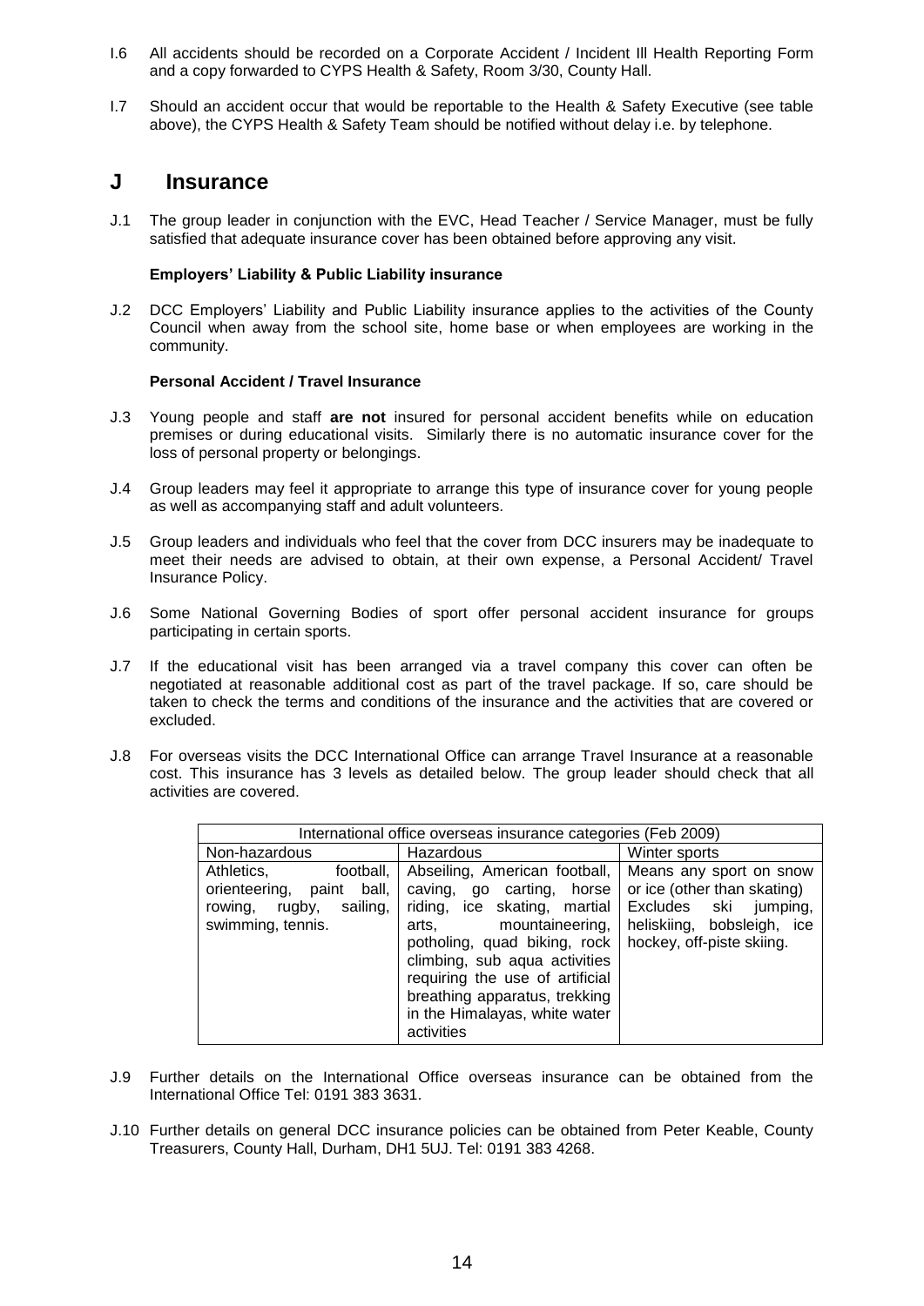I.6 All accidents should be recorded on a Corporate Accident / Incident Ill Health Reporting Form and a copy forwarded to CYPS Health & Safety, Room 3/30, County Hall.

I.7 Should an accident occur that would be reportable to the Health & Safety Executive (see table above), the CYPS Health & Safety Team should be notified without delay i.e. by telephone.

## J Insurance

J.1 The group leader in conjunction with the EVC, Head Teacher / Service Manager, must be fully satisfied that adequate insurance cover has been obtained before approving any visit.

**Employers' Liability & Public Liability insurance**

J.2 DCC Employers' Liability and Public Liability insurance applies to the activities of the County Council when away from the school site, home base or when employees are working in the community.

**Personal Accident / Travel Insurance**

J.3 Young people and staff **are not** insured for personal accident benefits while on education premises or during educational visits. Similarly there is no automatic insurance cover for the loss of personal property or belongings.

J.4 Group leaders may feel it appropriate to arrange this type of insurance cover for young people as well as accompanying staff and adult volunteers.

J.5 Group leaders and individuals who feel that the cover from DCC insurers may be inadequate to meet their needs are advised to obtain, at their own expense, a Personal Accident/ Travel Insurance Policy.

J.6 Some National Governing Bodies of sport offer personal accident insurance for groups participating in certain sports.

J.7 If the educational visit has been arranged via a travel company this cover can often be negotiated at reasonable additional cost as part of the travel package. If so, care should be taken to check the terms and conditions of the insurance and the activities that are covered or excluded.

J.8 For overseas visits the DCC International Office can arrange Travel Insurance at a reasonable cost. This insurance has 3 levels as detailed below. The group leader should check that all activities are covered.

| International office overseas insurance categories (Feb 2009) | | |
|---|---|---|
| Non-hazardous | Hazardous | Winter sports |
| Athletics, football, orienteering, paint ball, rowing, rugby, sailing, swimming, tennis. | Abseiling, American football, caving, go carting, horse riding, ice skating, martial arts, mountaineering, potholing, quad biking, rock climbing, sub aqua activities requiring the use of artificial breathing apparatus, trekking in the Himalayas, white water activities | Means any sport on snow or ice (other than skating) Excludes ski jumping, heliskiing, bobsleigh, ice hockey, off-piste skiing. |

J.9 Further details on the International Office overseas insurance can be obtained from the International Office Tel: 0191 383 3631.

J.10 Further details on general DCC insurance policies can be obtained from Peter Keable, County Treasurers, County Hall, Durham, DH1 5UJ. Tel: 0191 383 4268.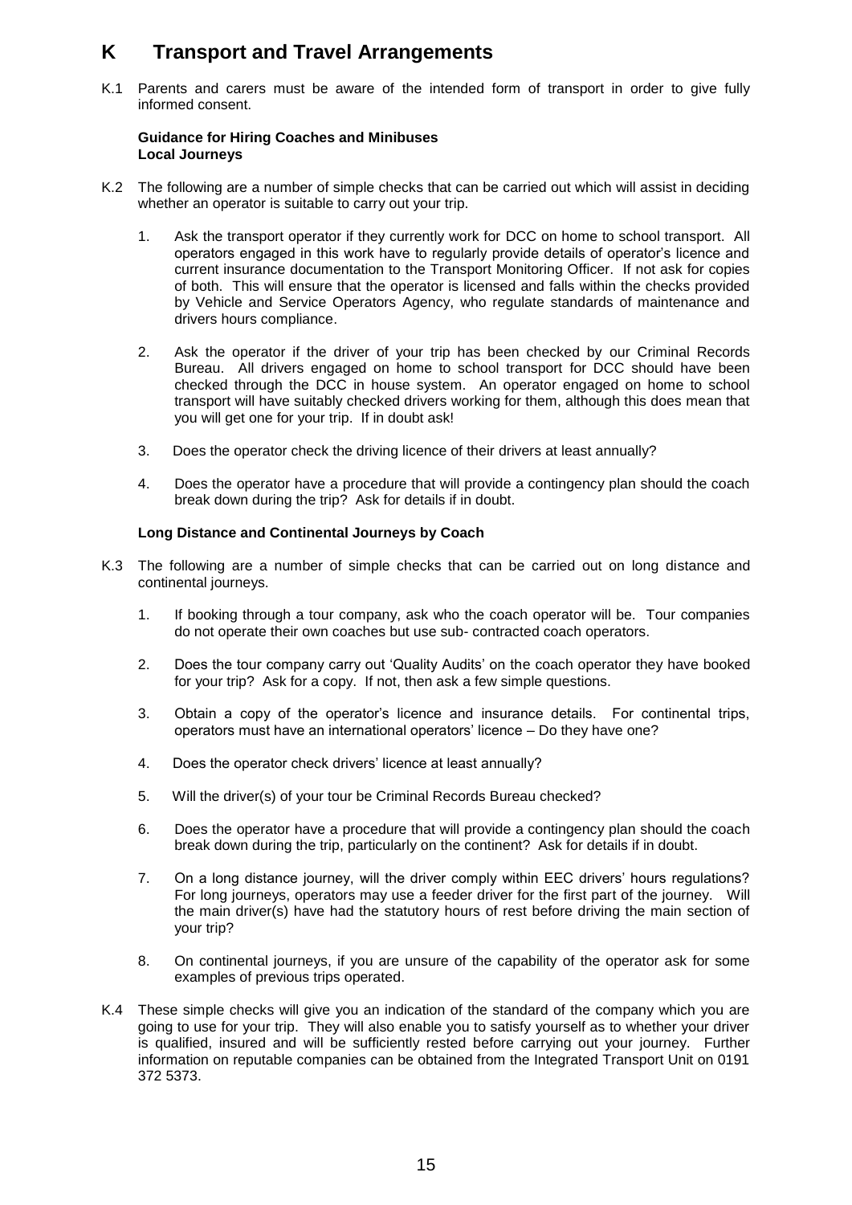# K Transport and Travel Arrangements

K.1 Parents and carers must be aware of the intended form of transport in order to give fully informed consent.

**Guidance for Hiring Coaches and Minibuses**
**Local Journeys**

K.2 The following are a number of simple checks that can be carried out which will assist in deciding whether an operator is suitable to carry out your trip.

1. Ask the transport operator if they currently work for DCC on home to school transport. All operators engaged in this work have to regularly provide details of operator's licence and current insurance documentation to the Transport Monitoring Officer. If not ask for copies of both. This will ensure that the operator is licensed and falls within the checks provided by Vehicle and Service Operators Agency, who regulate standards of maintenance and drivers hours compliance.

2. Ask the operator if the driver of your trip has been checked by our Criminal Records Bureau. All drivers engaged on home to school transport for DCC should have been checked through the DCC in house system. An operator engaged on home to school transport will have suitably checked drivers working for them, although this does mean that you will get one for your trip. If in doubt ask!

3. Does the operator check the driving licence of their drivers at least annually?

4. Does the operator have a procedure that will provide a contingency plan should the coach break down during the trip? Ask for details if in doubt.

**Long Distance and Continental Journeys by Coach**

K.3 The following are a number of simple checks that can be carried out on long distance and continental journeys.

1. If booking through a tour company, ask who the coach operator will be. Tour companies do not operate their own coaches but use sub- contracted coach operators.

2. Does the tour company carry out 'Quality Audits' on the coach operator they have booked for your trip? Ask for a copy. If not, then ask a few simple questions.

3. Obtain a copy of the operator's licence and insurance details. For continental trips, operators must have an international operators' licence – Do they have one?

4. Does the operator check drivers' licence at least annually?

5. Will the driver(s) of your tour be Criminal Records Bureau checked?

6. Does the operator have a procedure that will provide a contingency plan should the coach break down during the trip, particularly on the continent? Ask for details if in doubt.

7. On a long distance journey, will the driver comply within EEC drivers' hours regulations? For long journeys, operators may use a feeder driver for the first part of the journey. Will the main driver(s) have had the statutory hours of rest before driving the main section of your trip?

8. On continental journeys, if you are unsure of the capability of the operator ask for some examples of previous trips operated.

K.4 These simple checks will give you an indication of the standard of the company which you are going to use for your trip. They will also enable you to satisfy yourself as to whether your driver is qualified, insured and will be sufficiently rested before carrying out your journey. Further information on reputable companies can be obtained from the Integrated Transport Unit on 0191 372 5373.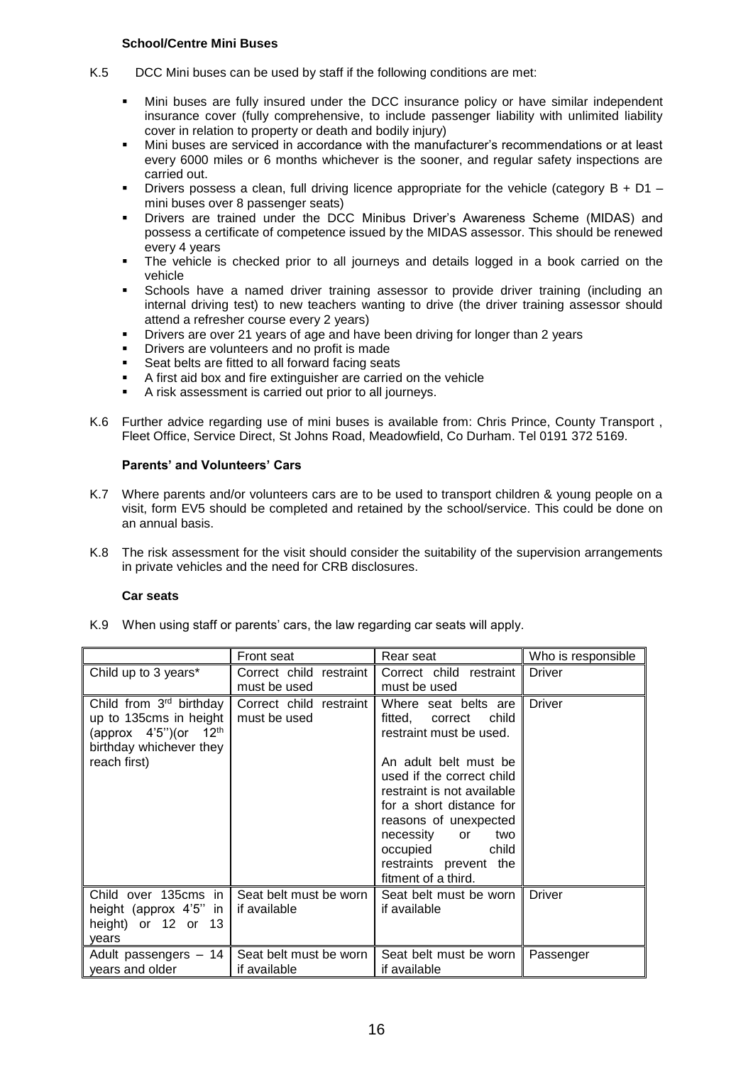### School/Centre Mini Buses

K.5 DCC Mini buses can be used by staff if the following conditions are met:

- Mini buses are fully insured under the DCC insurance policy or have similar independent insurance cover (fully comprehensive, to include passenger liability with unlimited liability cover in relation to property or death and bodily injury)
- Mini buses are serviced in accordance with the manufacturer's recommendations or at least every 6000 miles or 6 months whichever is the sooner, and regular safety inspections are carried out.
- Drivers possess a clean, full driving licence appropriate for the vehicle (category B + D1 – mini buses over 8 passenger seats)
- Drivers are trained under the DCC Minibus Driver's Awareness Scheme (MIDAS) and possess a certificate of competence issued by the MIDAS assessor. This should be renewed every 4 years
- The vehicle is checked prior to all journeys and details logged in a book carried on the vehicle
- Schools have a named driver training assessor to provide driver training (including an internal driving test) to new teachers wanting to drive (the driver training assessor should attend a refresher course every 2 years)
- Drivers are over 21 years of age and have been driving for longer than 2 years
- Drivers are volunteers and no profit is made
- Seat belts are fitted to all forward facing seats
- A first aid box and fire extinguisher are carried on the vehicle
- A risk assessment is carried out prior to all journeys.

K.6 Further advice regarding use of mini buses is available from: Chris Prince, County Transport , Fleet Office, Service Direct, St Johns Road, Meadowfield, Co Durham. Tel 0191 372 5169.

### Parents' and Volunteers' Cars

K.7 Where parents and/or volunteers cars are to be used to transport children & young people on a visit, form EV5 should be completed and retained by the school/service. This could be done on an annual basis.

K.8 The risk assessment for the visit should consider the suitability of the supervision arrangements in private vehicles and the need for CRB disclosures.

### Car seats

K.9 When using staff or parents' cars, the law regarding car seats will apply.

| | Front seat | Rear seat | Who is responsible |
|---|---|---|---|
| Child up to 3 years* | Correct child restraint must be used | Correct child restraint must be used | Driver |
| Child from 3rd birthday up to 135cms in height (approx 4'5'')(or 12th birthday whichever they reach first) | Correct child restraint must be used | Where seat belts are fitted, correct child restraint must be used.<br><br>An adult belt must be used if the correct child restraint is not available for a short distance for reasons of unexpected necessity or two occupied child restraints prevent the fitment of a third. | Driver |
| Child over 135cms in height (approx 4'5'' in height) or 12 or 13 years | Seat belt must be worn if available | Seat belt must be worn if available | Driver |
| Adult passengers – 14 years and older | Seat belt must be worn if available | Seat belt must be worn if available | Passenger |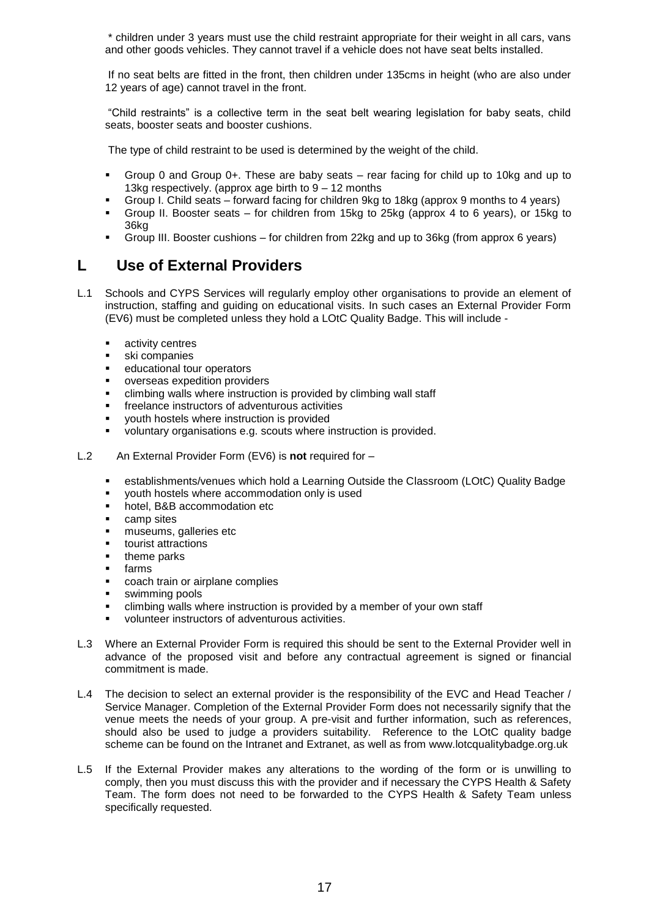\* children under 3 years must use the child restraint appropriate for their weight in all cars, vans and other goods vehicles. They cannot travel if a vehicle does not have seat belts installed.

If no seat belts are fitted in the front, then children under 135cms in height (who are also under 12 years of age) cannot travel in the front.

"Child restraints" is a collective term in the seat belt wearing legislation for baby seats, child seats, booster seats and booster cushions.

The type of child restraint to be used is determined by the weight of the child.

- Group 0 and Group 0+. These are baby seats – rear facing for child up to 10kg and up to 13kg respectively. (approx age birth to 9 – 12 months
- Group I. Child seats – forward facing for children 9kg to 18kg (approx 9 months to 4 years)
- Group II. Booster seats – for children from 15kg to 25kg (approx 4 to 6 years), or 15kg to 36kg
- Group III. Booster cushions – for children from 22kg and up to 36kg (from approx 6 years)

## L Use of External Providers

L.1 Schools and CYPS Services will regularly employ other organisations to provide an element of instruction, staffing and guiding on educational visits. In such cases an External Provider Form (EV6) must be completed unless they hold a LOtC Quality Badge. This will include -

- activity centres
- ski companies
- educational tour operators
- overseas expedition providers
- climbing walls where instruction is provided by climbing wall staff
- freelance instructors of adventurous activities
- youth hostels where instruction is provided
- voluntary organisations e.g. scouts where instruction is provided.

L.2 An External Provider Form (EV6) is **not** required for –

- establishments/venues which hold a Learning Outside the Classroom (LOtC) Quality Badge
- youth hostels where accommodation only is used
- hotel, B&B accommodation etc
- camp sites
- museums, galleries etc
- tourist attractions
- theme parks
- farms
- coach train or airplane complies
- swimming pools
- climbing walls where instruction is provided by a member of your own staff
- volunteer instructors of adventurous activities.

L.3 Where an External Provider Form is required this should be sent to the External Provider well in advance of the proposed visit and before any contractual agreement is signed or financial commitment is made.

L.4 The decision to select an external provider is the responsibility of the EVC and Head Teacher / Service Manager. Completion of the External Provider Form does not necessarily signify that the venue meets the needs of your group. A pre-visit and further information, such as references, should also be used to judge a providers suitability. Reference to the LOtC quality badge scheme can be found on the Intranet and Extranet, as well as from www.lotcqualitybadge.org.uk

L.5 If the External Provider makes any alterations to the wording of the form or is unwilling to comply, then you must discuss this with the provider and if necessary the CYPS Health & Safety Team. The form does not need to be forwarded to the CYPS Health & Safety Team unless specifically requested.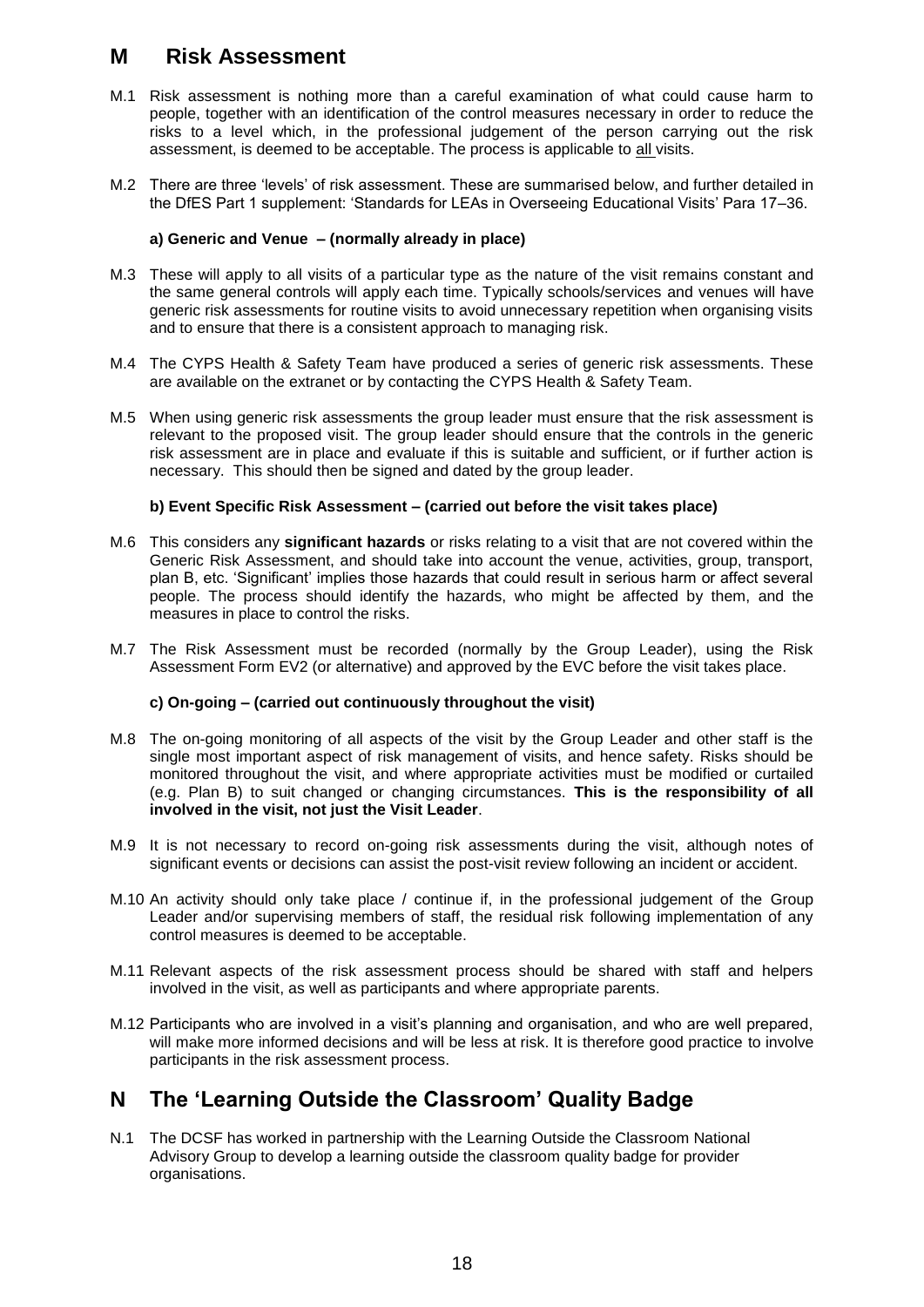## M Risk Assessment

M.1 Risk assessment is nothing more than a careful examination of what could cause harm to people, together with an identification of the control measures necessary in order to reduce the risks to a level which, in the professional judgement of the person carrying out the risk assessment, is deemed to be acceptable. The process is applicable to <u>all</u> visits.

M.2 There are three 'levels' of risk assessment. These are summarised below, and further detailed in the DfES Part 1 supplement: 'Standards for LEAs in Overseeing Educational Visits' Para 17–36.

**a) Generic and Venue – (normally already in place)**

M.3 These will apply to all visits of a particular type as the nature of the visit remains constant and the same general controls will apply each time. Typically schools/services and venues will have generic risk assessments for routine visits to avoid unnecessary repetition when organising visits and to ensure that there is a consistent approach to managing risk.

M.4 The CYPS Health & Safety Team have produced a series of generic risk assessments. These are available on the extranet or by contacting the CYPS Health & Safety Team.

M.5 When using generic risk assessments the group leader must ensure that the risk assessment is relevant to the proposed visit. The group leader should ensure that the controls in the generic risk assessment are in place and evaluate if this is suitable and sufficient, or if further action is necessary. This should then be signed and dated by the group leader.

**b) Event Specific Risk Assessment – (carried out before the visit takes place)**

M.6 This considers any **significant hazards** or risks relating to a visit that are not covered within the Generic Risk Assessment, and should take into account the venue, activities, group, transport, plan B, etc. 'Significant' implies those hazards that could result in serious harm or affect several people. The process should identify the hazards, who might be affected by them, and the measures in place to control the risks.

M.7 The Risk Assessment must be recorded (normally by the Group Leader), using the Risk Assessment Form EV2 (or alternative) and approved by the EVC before the visit takes place.

**c) On-going – (carried out continuously throughout the visit)**

M.8 The on-going monitoring of all aspects of the visit by the Group Leader and other staff is the single most important aspect of risk management of visits, and hence safety. Risks should be monitored throughout the visit, and where appropriate activities must be modified or curtailed (e.g. Plan B) to suit changed or changing circumstances. **This is the responsibility of all involved in the visit, not just the Visit Leader**.

M.9 It is not necessary to record on-going risk assessments during the visit, although notes of significant events or decisions can assist the post-visit review following an incident or accident.

M.10 An activity should only take place / continue if, in the professional judgement of the Group Leader and/or supervising members of staff, the residual risk following implementation of any control measures is deemed to be acceptable.

M.11 Relevant aspects of the risk assessment process should be shared with staff and helpers involved in the visit, as well as participants and where appropriate parents.

M.12 Participants who are involved in a visit's planning and organisation, and who are well prepared, will make more informed decisions and will be less at risk. It is therefore good practice to involve participants in the risk assessment process.

## N The 'Learning Outside the Classroom' Quality Badge

N.1 The DCSF has worked in partnership with the Learning Outside the Classroom National Advisory Group to develop a learning outside the classroom quality badge for provider organisations.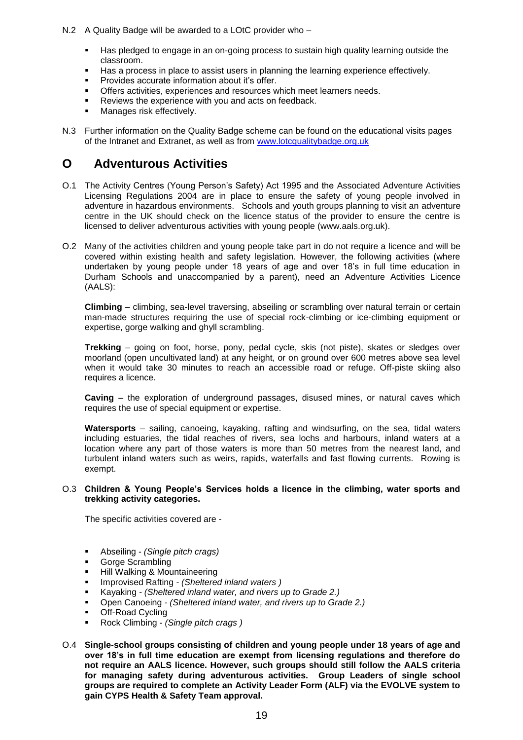N.2 A Quality Badge will be awarded to a LOtC provider who –

- Has pledged to engage in an on-going process to sustain high quality learning outside the classroom.
- Has a process in place to assist users in planning the learning experience effectively.
- Provides accurate information about it's offer.
- Offers activities, experiences and resources which meet learners needs.
- Reviews the experience with you and acts on feedback.
- Manages risk effectively.

N.3 Further information on the Quality Badge scheme can be found on the educational visits pages of the Intranet and Extranet, as well as from [www.lotcqualitybadge.org.uk](http://www.lotcqualitybadge.org.uk)

# O Adventurous Activities

O.1 The Activity Centres (Young Person's Safety) Act 1995 and the Associated Adventure Activities Licensing Regulations 2004 are in place to ensure the safety of young people involved in adventure in hazardous environments. Schools and youth groups planning to visit an adventure centre in the UK should check on the licence status of the provider to ensure the centre is licensed to deliver adventurous activities with young people (www.aals.org.uk).

O.2 Many of the activities children and young people take part in do not require a licence and will be covered within existing health and safety legislation. However, the following activities (where undertaken by young people under 18 years of age and over 18's in full time education in Durham Schools and unaccompanied by a parent), need an Adventure Activities Licence (AALS):

**Climbing** – climbing, sea-level traversing, abseiling or scrambling over natural terrain or certain man-made structures requiring the use of special rock-climbing or ice-climbing equipment or expertise, gorge walking and ghyll scrambling.

**Trekking** – going on foot, horse, pony, pedal cycle, skis (not piste), skates or sledges over moorland (open uncultivated land) at any height, or on ground over 600 metres above sea level when it would take 30 minutes to reach an accessible road or refuge. Off-piste skiing also requires a licence.

**Caving** – the exploration of underground passages, disused mines, or natural caves which requires the use of special equipment or expertise.

**Watersports** – sailing, canoeing, kayaking, rafting and windsurfing, on the sea, tidal waters including estuaries, the tidal reaches of rivers, sea lochs and harbours, inland waters at a location where any part of those waters is more than 50 metres from the nearest land, and turbulent inland waters such as weirs, rapids, waterfalls and fast flowing currents. Rowing is exempt.

O.3 **Children & Young People's Services holds a licence in the climbing, water sports and trekking activity categories.**

The specific activities covered are -

- Abseiling - *(Single pitch crags)*
- Gorge Scrambling
- Hill Walking & Mountaineering
- Improvised Rafting - *(Sheltered inland waters )*
- Kayaking - *(Sheltered inland water, and rivers up to Grade 2.)*
- Open Canoeing - *(Sheltered inland water, and rivers up to Grade 2.)*
- Off-Road Cycling
- Rock Climbing - *(Single pitch crags )*

O.4 **Single-school groups consisting of children and young people under 18 years of age and over 18's in full time education are exempt from licensing regulations and therefore do not require an AALS licence. However, such groups should still follow the AALS criteria for managing safety during adventurous activities. Group Leaders of single school groups are required to complete an Activity Leader Form (ALF) via the EVOLVE system to gain CYPS Health & Safety Team approval.**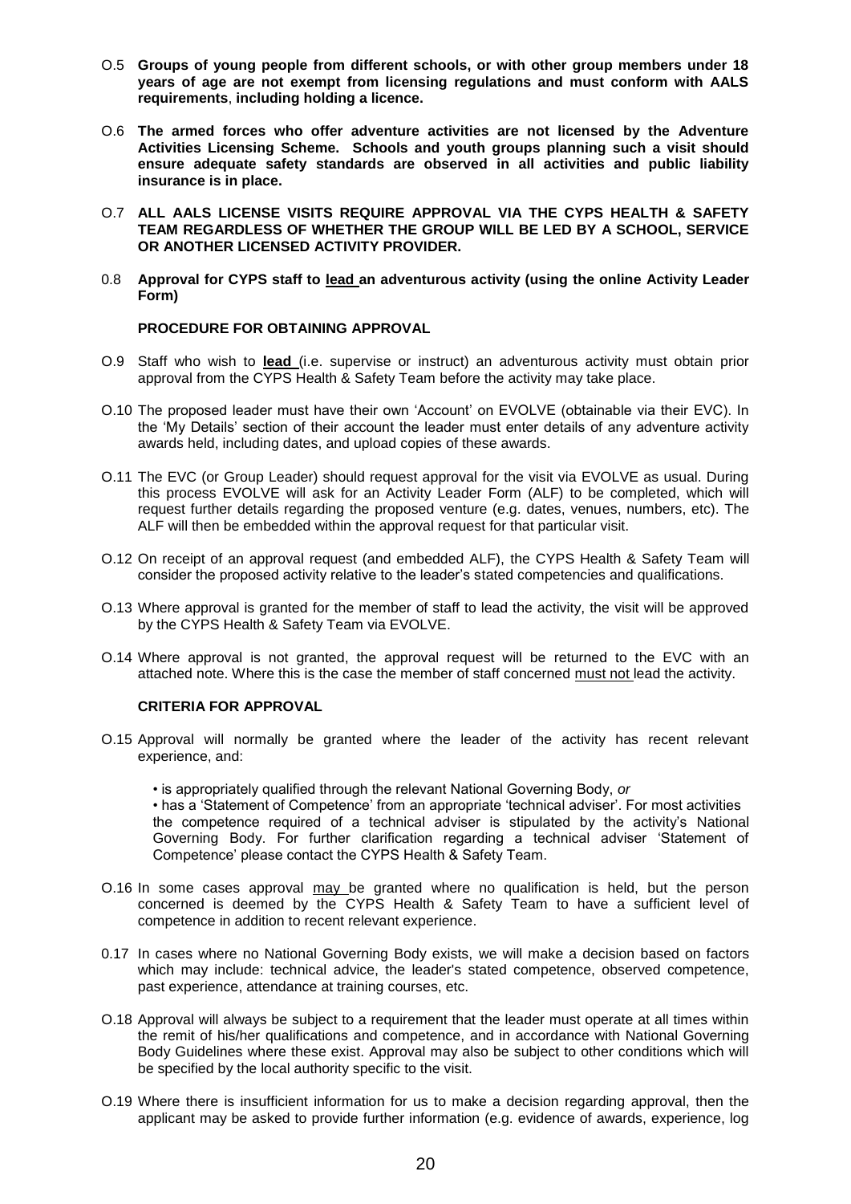O.5 **Groups of young people from different schools, or with other group members under 18 years of age are not exempt from licensing regulations and must conform with AALS requirements**, **including holding a licence.**

O.6 **The armed forces who offer adventure activities are not licensed by the Adventure Activities Licensing Scheme. Schools and youth groups planning such a visit should ensure adequate safety standards are observed in all activities and public liability insurance is in place.**

O.7 **ALL AALS LICENSE VISITS REQUIRE APPROVAL VIA THE CYPS HEALTH & SAFETY TEAM REGARDLESS OF WHETHER THE GROUP WILL BE LED BY A SCHOOL, SERVICE OR ANOTHER LICENSED ACTIVITY PROVIDER.**

0.8 **Approval for CYPS staff to <u>lead</u> an adventurous activity (using the online Activity Leader Form)**

**PROCEDURE FOR OBTAINING APPROVAL**

O.9 Staff who wish to **<u>lead</u>** (i.e. supervise or instruct) an adventurous activity must obtain prior approval from the CYPS Health & Safety Team before the activity may take place.

O.10 The proposed leader must have their own 'Account' on EVOLVE (obtainable via their EVC). In the 'My Details' section of their account the leader must enter details of any adventure activity awards held, including dates, and upload copies of these awards.

O.11 The EVC (or Group Leader) should request approval for the visit via EVOLVE as usual. During this process EVOLVE will ask for an Activity Leader Form (ALF) to be completed, which will request further details regarding the proposed venture (e.g. dates, venues, numbers, etc). The ALF will then be embedded within the approval request for that particular visit.

O.12 On receipt of an approval request (and embedded ALF), the CYPS Health & Safety Team will consider the proposed activity relative to the leader's stated competencies and qualifications.

O.13 Where approval is granted for the member of staff to lead the activity, the visit will be approved by the CYPS Health & Safety Team via EVOLVE.

O.14 Where approval is not granted, the approval request will be returned to the EVC with an attached note. Where this is the case the member of staff concerned <u>must not</u> lead the activity.

**CRITERIA FOR APPROVAL**

O.15 Approval will normally be granted where the leader of the activity has recent relevant experience, and:

- is appropriately qualified through the relevant National Governing Body, *or*
- has a 'Statement of Competence' from an appropriate 'technical adviser'. For most activities the competence required of a technical adviser is stipulated by the activity's National Governing Body. For further clarification regarding a technical adviser 'Statement of Competence' please contact the CYPS Health & Safety Team.

O.16 In some cases approval <u>may</u> be granted where no qualification is held, but the person concerned is deemed by the CYPS Health & Safety Team to have a sufficient level of competence in addition to recent relevant experience.

0.17 In cases where no National Governing Body exists, we will make a decision based on factors which may include: technical advice, the leader's stated competence, observed competence, past experience, attendance at training courses, etc.

O.18 Approval will always be subject to a requirement that the leader must operate at all times within the remit of his/her qualifications and competence, and in accordance with National Governing Body Guidelines where these exist. Approval may also be subject to other conditions which will be specified by the local authority specific to the visit.

O.19 Where there is insufficient information for us to make a decision regarding approval, then the applicant may be asked to provide further information (e.g. evidence of awards, experience, log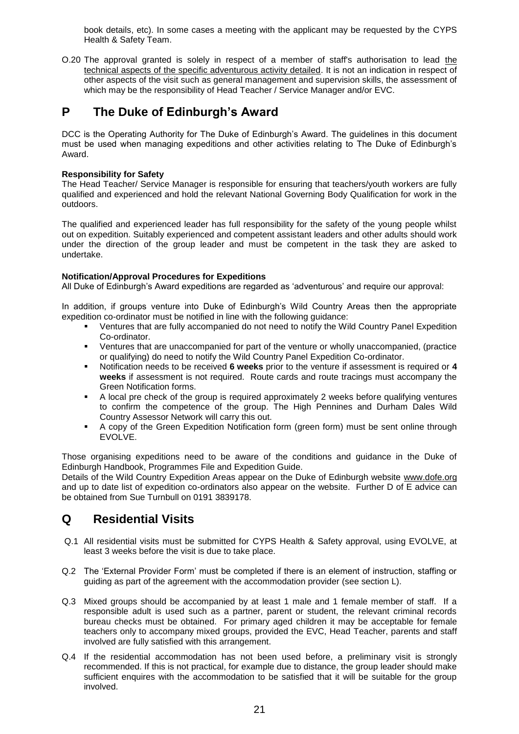book details, etc). In some cases a meeting with the applicant may be requested by the CYPS Health & Safety Team.

O.20 The approval granted is solely in respect of a member of staff's authorisation to lead <u>the technical aspects of the specific adventurous activity detailed</u>. It is not an indication in respect of other aspects of the visit such as general management and supervision skills, the assessment of which may be the responsibility of Head Teacher / Service Manager and/or EVC.

# P The Duke of Edinburgh's Award

DCC is the Operating Authority for The Duke of Edinburgh's Award. The guidelines in this document must be used when managing expeditions and other activities relating to The Duke of Edinburgh's Award.

**Responsibility for Safety**

The Head Teacher/ Service Manager is responsible for ensuring that teachers/youth workers are fully qualified and experienced and hold the relevant National Governing Body Qualification for work in the outdoors.

The qualified and experienced leader has full responsibility for the safety of the young people whilst out on expedition. Suitably experienced and competent assistant leaders and other adults should work under the direction of the group leader and must be competent in the task they are asked to undertake.

**Notification/Approval Procedures for Expeditions**

All Duke of Edinburgh's Award expeditions are regarded as 'adventurous' and require our approval:

In addition, if groups venture into Duke of Edinburgh's Wild Country Areas then the appropriate expedition co-ordinator must be notified in line with the following guidance:

- Ventures that are fully accompanied do not need to notify the Wild Country Panel Expedition Co-ordinator.
- Ventures that are unaccompanied for part of the venture or wholly unaccompanied, (practice or qualifying) do need to notify the Wild Country Panel Expedition Co-ordinator.
- Notification needs to be received **6 weeks** prior to the venture if assessment is required or **4 weeks** if assessment is not required. Route cards and route tracings must accompany the Green Notification forms.
- A local pre check of the group is required approximately 2 weeks before qualifying ventures to confirm the competence of the group. The High Pennines and Durham Dales Wild Country Assessor Network will carry this out.
- A copy of the Green Expedition Notification form (green form) must be sent online through EVOLVE.

Those organising expeditions need to be aware of the conditions and guidance in the Duke of Edinburgh Handbook, Programmes File and Expedition Guide.

Details of the Wild Country Expedition Areas appear on the Duke of Edinburgh website www.dofe.org and up to date list of expedition co-ordinators also appear on the website. Further D of E advice can be obtained from Sue Turnbull on 0191 3839178.

# Q Residential Visits

Q.1 All residential visits must be submitted for CYPS Health & Safety approval, using EVOLVE, at least 3 weeks before the visit is due to take place.

Q.2 The 'External Provider Form' must be completed if there is an element of instruction, staffing or guiding as part of the agreement with the accommodation provider (see section L).

Q.3 Mixed groups should be accompanied by at least 1 male and 1 female member of staff. If a responsible adult is used such as a partner, parent or student, the relevant criminal records bureau checks must be obtained. For primary aged children it may be acceptable for female teachers only to accompany mixed groups, provided the EVC, Head Teacher, parents and staff involved are fully satisfied with this arrangement.

Q.4 If the residential accommodation has not been used before, a preliminary visit is strongly recommended. If this is not practical, for example due to distance, the group leader should make sufficient enquires with the accommodation to be satisfied that it will be suitable for the group involved.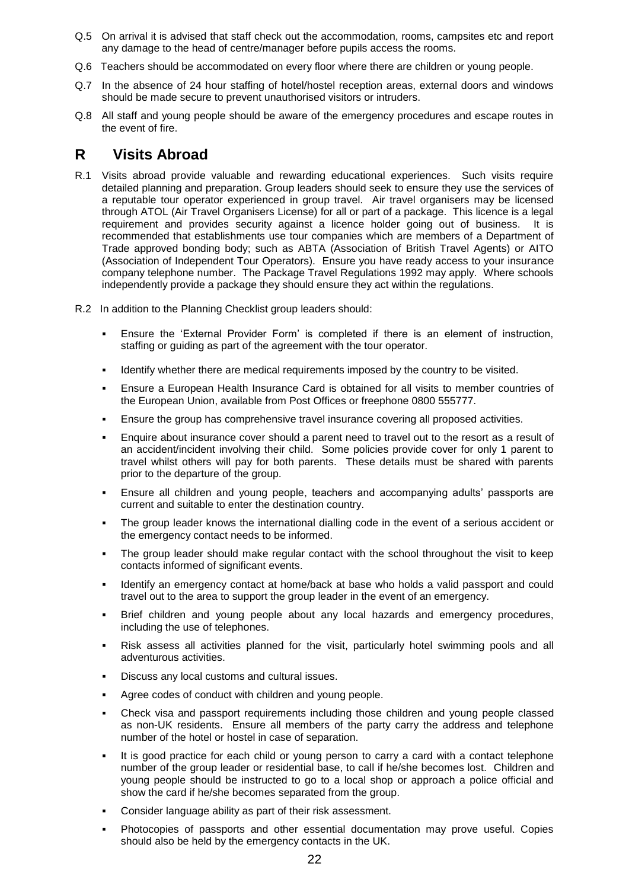Q.5 On arrival it is advised that staff check out the accommodation, rooms, campsites etc and report any damage to the head of centre/manager before pupils access the rooms.

Q.6 Teachers should be accommodated on every floor where there are children or young people.

Q.7 In the absence of 24 hour staffing of hotel/hostel reception areas, external doors and windows should be made secure to prevent unauthorised visitors or intruders.

Q.8 All staff and young people should be aware of the emergency procedures and escape routes in the event of fire.

## R Visits Abroad

R.1 Visits abroad provide valuable and rewarding educational experiences. Such visits require detailed planning and preparation. Group leaders should seek to ensure they use the services of a reputable tour operator experienced in group travel. Air travel organisers may be licensed through ATOL (Air Travel Organisers License) for all or part of a package. This licence is a legal requirement and provides security against a licence holder going out of business. It is recommended that establishments use tour companies which are members of a Department of Trade approved bonding body; such as ABTA (Association of British Travel Agents) or AITO (Association of Independent Tour Operators). Ensure you have ready access to your insurance company telephone number. The Package Travel Regulations 1992 may apply. Where schools independently provide a package they should ensure they act within the regulations.

R.2 In addition to the Planning Checklist group leaders should:

- Ensure the 'External Provider Form' is completed if there is an element of instruction, staffing or guiding as part of the agreement with the tour operator.
- Identify whether there are medical requirements imposed by the country to be visited.
- Ensure a European Health Insurance Card is obtained for all visits to member countries of the European Union, available from Post Offices or freephone 0800 555777.
- Ensure the group has comprehensive travel insurance covering all proposed activities.
- Enquire about insurance cover should a parent need to travel out to the resort as a result of an accident/incident involving their child. Some policies provide cover for only 1 parent to travel whilst others will pay for both parents. These details must be shared with parents prior to the departure of the group.
- Ensure all children and young people, teachers and accompanying adults' passports are current and suitable to enter the destination country.
- The group leader knows the international dialling code in the event of a serious accident or the emergency contact needs to be informed.
- The group leader should make regular contact with the school throughout the visit to keep contacts informed of significant events.
- Identify an emergency contact at home/back at base who holds a valid passport and could travel out to the area to support the group leader in the event of an emergency.
- Brief children and young people about any local hazards and emergency procedures, including the use of telephones.
- Risk assess all activities planned for the visit, particularly hotel swimming pools and all adventurous activities.
- Discuss any local customs and cultural issues.
- Agree codes of conduct with children and young people.
- Check visa and passport requirements including those children and young people classed as non-UK residents. Ensure all members of the party carry the address and telephone number of the hotel or hostel in case of separation.
- It is good practice for each child or young person to carry a card with a contact telephone number of the group leader or residential base, to call if he/she becomes lost. Children and young people should be instructed to go to a local shop or approach a police official and show the card if he/she becomes separated from the group.
- Consider language ability as part of their risk assessment.
- Photocopies of passports and other essential documentation may prove useful. Copies should also be held by the emergency contacts in the UK.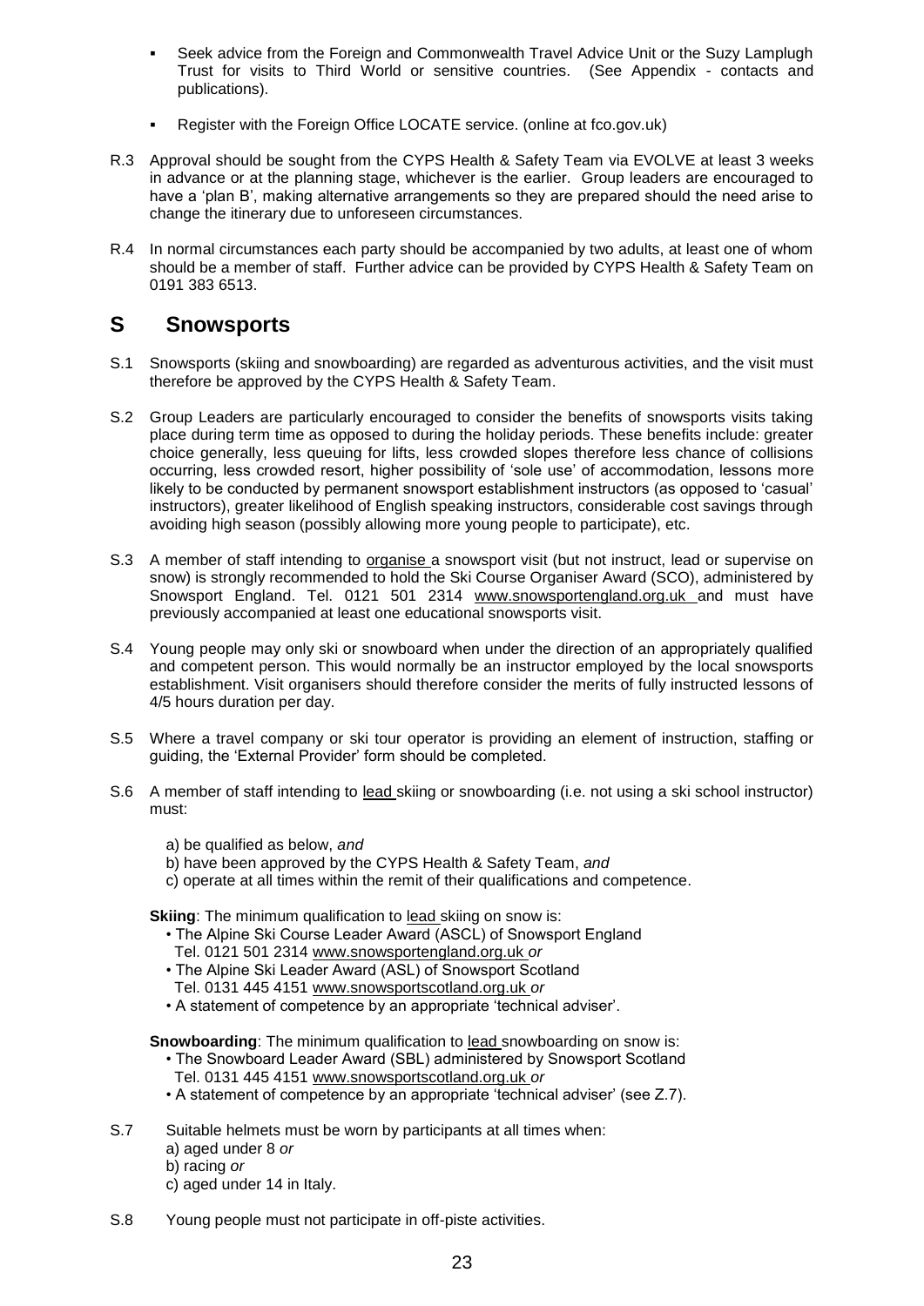- Seek advice from the Foreign and Commonwealth Travel Advice Unit or the Suzy Lamplugh Trust for visits to Third World or sensitive countries. (See Appendix - contacts and publications).
- Register with the Foreign Office LOCATE service. (online at fco.gov.uk)

R.3 Approval should be sought from the CYPS Health & Safety Team via EVOLVE at least 3 weeks in advance or at the planning stage, whichever is the earlier. Group leaders are encouraged to have a 'plan B', making alternative arrangements so they are prepared should the need arise to change the itinerary due to unforeseen circumstances.

R.4 In normal circumstances each party should be accompanied by two adults, at least one of whom should be a member of staff. Further advice can be provided by CYPS Health & Safety Team on 0191 383 6513.

## S Snowsports

S.1 Snowsports (skiing and snowboarding) are regarded as adventurous activities, and the visit must therefore be approved by the CYPS Health & Safety Team.

S.2 Group Leaders are particularly encouraged to consider the benefits of snowsports visits taking place during term time as opposed to during the holiday periods. These benefits include: greater choice generally, less queuing for lifts, less crowded slopes therefore less chance of collisions occurring, less crowded resort, higher possibility of 'sole use' of accommodation, lessons more likely to be conducted by permanent snowsport establishment instructors (as opposed to 'casual' instructors), greater likelihood of English speaking instructors, considerable cost savings through avoiding high season (possibly allowing more young people to participate), etc.

S.3 A member of staff intending to organise a snowsport visit (but not instruct, lead or supervise on snow) is strongly recommended to hold the Ski Course Organiser Award (SCO), administered by Snowsport England. Tel. 0121 501 2314 www.snowsportengland.org.uk and must have previously accompanied at least one educational snowsports visit.

S.4 Young people may only ski or snowboard when under the direction of an appropriately qualified and competent person. This would normally be an instructor employed by the local snowsports establishment. Visit organisers should therefore consider the merits of fully instructed lessons of 4/5 hours duration per day.

S.5 Where a travel company or ski tour operator is providing an element of instruction, staffing or guiding, the 'External Provider' form should be completed.

S.6 A member of staff intending to lead skiing or snowboarding (i.e. not using a ski school instructor) must:

a) be qualified as below, *and*
b) have been approved by the CYPS Health & Safety Team, *and*
c) operate at all times within the remit of their qualifications and competence.

**Skiing**: The minimum qualification to lead skiing on snow is:

- The Alpine Ski Course Leader Award (ASCL) of Snowsport England Tel. 0121 501 2314 www.snowsportengland.org.uk *or*
- The Alpine Ski Leader Award (ASL) of Snowsport Scotland Tel. 0131 445 4151 www.snowsportscotland.org.uk *or*
- A statement of competence by an appropriate 'technical adviser'.

**Snowboarding**: The minimum qualification to lead snowboarding on snow is:

- The Snowboard Leader Award (SBL) administered by Snowsport Scotland Tel. 0131 445 4151 www.snowsportscotland.org.uk *or*
- A statement of competence by an appropriate 'technical adviser' (see Z.7).

S.7 Suitable helmets must be worn by participants at all times when:
a) aged under 8 *or*
b) racing *or*
c) aged under 14 in Italy.

S.8 Young people must not participate in off-piste activities.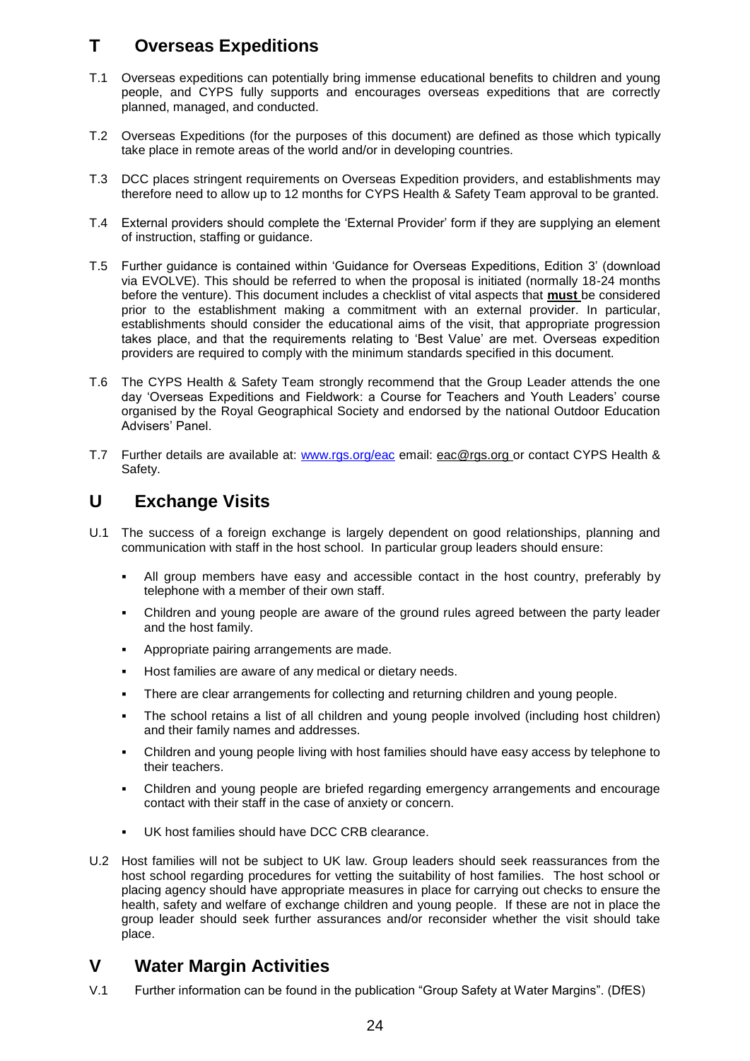## T Overseas Expeditions

T.1 Overseas expeditions can potentially bring immense educational benefits to children and young people, and CYPS fully supports and encourages overseas expeditions that are correctly planned, managed, and conducted.

T.2 Overseas Expeditions (for the purposes of this document) are defined as those which typically take place in remote areas of the world and/or in developing countries.

T.3 DCC places stringent requirements on Overseas Expedition providers, and establishments may therefore need to allow up to 12 months for CYPS Health & Safety Team approval to be granted.

T.4 External providers should complete the 'External Provider' form if they are supplying an element of instruction, staffing or guidance.

T.5 Further guidance is contained within 'Guidance for Overseas Expeditions, Edition 3' (download via EVOLVE). This should be referred to when the proposal is initiated (normally 18-24 months before the venture). This document includes a checklist of vital aspects that **must** be considered prior to the establishment making a commitment with an external provider. In particular, establishments should consider the educational aims of the visit, that appropriate progression takes place, and that the requirements relating to 'Best Value' are met. Overseas expedition providers are required to comply with the minimum standards specified in this document.

T.6 The CYPS Health & Safety Team strongly recommend that the Group Leader attends the one day 'Overseas Expeditions and Fieldwork: a Course for Teachers and Youth Leaders' course organised by the Royal Geographical Society and endorsed by the national Outdoor Education Advisers' Panel.

T.7 Further details are available at: www.rgs.org/eac email: eac@rgs.org or contact CYPS Health & Safety.

## U Exchange Visits

U.1 The success of a foreign exchange is largely dependent on good relationships, planning and communication with staff in the host school. In particular group leaders should ensure:

- All group members have easy and accessible contact in the host country, preferably by telephone with a member of their own staff.
- Children and young people are aware of the ground rules agreed between the party leader and the host family.
- Appropriate pairing arrangements are made.
- Host families are aware of any medical or dietary needs.
- There are clear arrangements for collecting and returning children and young people.
- The school retains a list of all children and young people involved (including host children) and their family names and addresses.
- Children and young people living with host families should have easy access by telephone to their teachers.
- Children and young people are briefed regarding emergency arrangements and encourage contact with their staff in the case of anxiety or concern.
- UK host families should have DCC CRB clearance.

U.2 Host families will not be subject to UK law. Group leaders should seek reassurances from the host school regarding procedures for vetting the suitability of host families. The host school or placing agency should have appropriate measures in place for carrying out checks to ensure the health, safety and welfare of exchange children and young people. If these are not in place the group leader should seek further assurances and/or reconsider whether the visit should take place.

## V Water Margin Activities

V.1 Further information can be found in the publication "Group Safety at Water Margins". (DfES)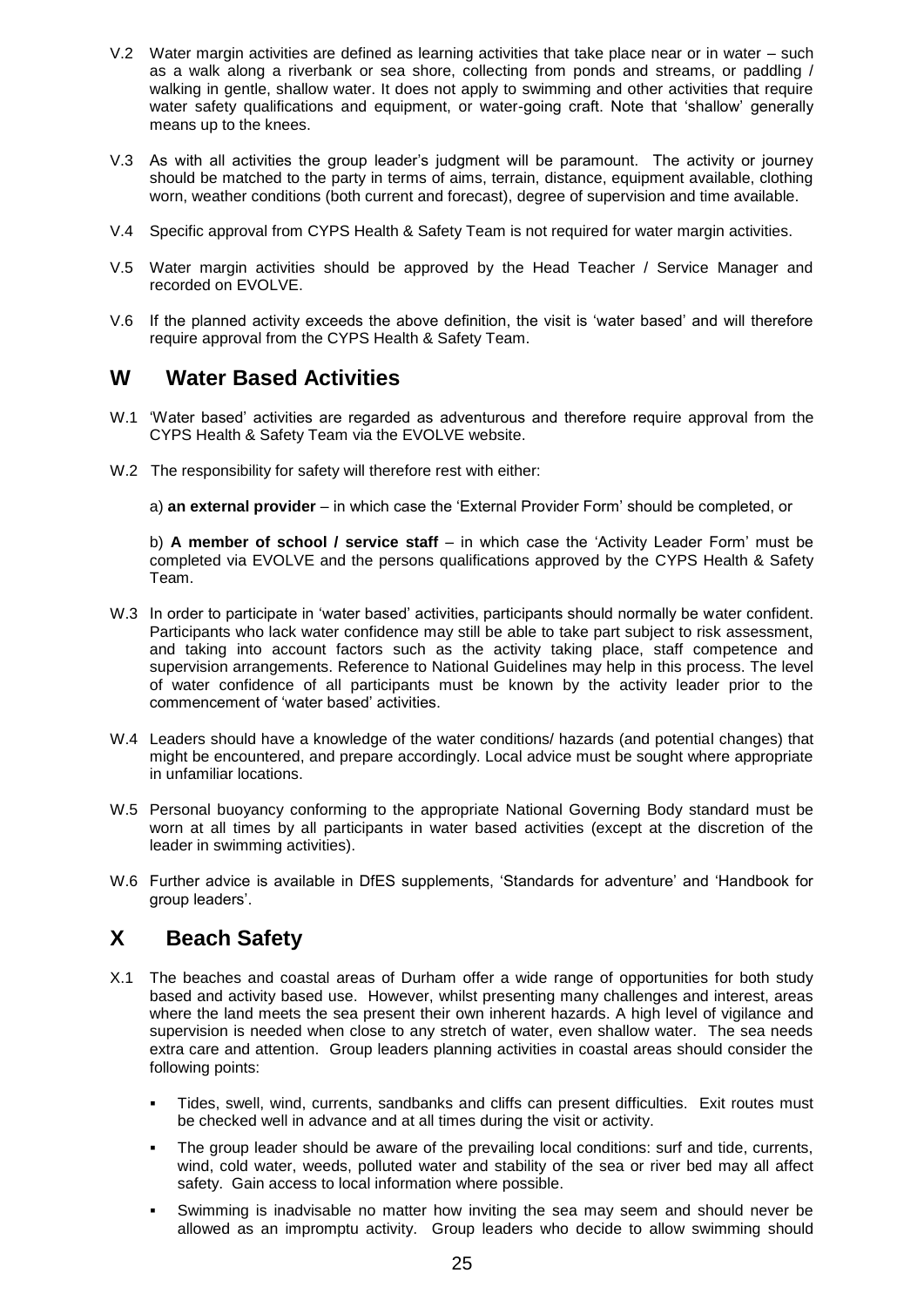V.2 Water margin activities are defined as learning activities that take place near or in water – such as a walk along a riverbank or sea shore, collecting from ponds and streams, or paddling / walking in gentle, shallow water. It does not apply to swimming and other activities that require water safety qualifications and equipment, or water-going craft. Note that 'shallow' generally means up to the knees.

V.3 As with all activities the group leader's judgment will be paramount. The activity or journey should be matched to the party in terms of aims, terrain, distance, equipment available, clothing worn, weather conditions (both current and forecast), degree of supervision and time available.

V.4 Specific approval from CYPS Health & Safety Team is not required for water margin activities.

V.5 Water margin activities should be approved by the Head Teacher / Service Manager and recorded on EVOLVE.

V.6 If the planned activity exceeds the above definition, the visit is 'water based' and will therefore require approval from the CYPS Health & Safety Team.

## W Water Based Activities

W.1 'Water based' activities are regarded as adventurous and therefore require approval from the CYPS Health & Safety Team via the EVOLVE website.

W.2 The responsibility for safety will therefore rest with either:

a) **an external provider** – in which case the 'External Provider Form' should be completed, or

b) **A member of school / service staff** – in which case the 'Activity Leader Form' must be completed via EVOLVE and the persons qualifications approved by the CYPS Health & Safety Team.

W.3 In order to participate in 'water based' activities, participants should normally be water confident. Participants who lack water confidence may still be able to take part subject to risk assessment, and taking into account factors such as the activity taking place, staff competence and supervision arrangements. Reference to National Guidelines may help in this process. The level of water confidence of all participants must be known by the activity leader prior to the commencement of 'water based' activities.

W.4 Leaders should have a knowledge of the water conditions/ hazards (and potential changes) that might be encountered, and prepare accordingly. Local advice must be sought where appropriate in unfamiliar locations.

W.5 Personal buoyancy conforming to the appropriate National Governing Body standard must be worn at all times by all participants in water based activities (except at the discretion of the leader in swimming activities).

W.6 Further advice is available in DfES supplements, 'Standards for adventure' and 'Handbook for group leaders'.

## X Beach Safety

X.1 The beaches and coastal areas of Durham offer a wide range of opportunities for both study based and activity based use. However, whilst presenting many challenges and interest, areas where the land meets the sea present their own inherent hazards. A high level of vigilance and supervision is needed when close to any stretch of water, even shallow water. The sea needs extra care and attention. Group leaders planning activities in coastal areas should consider the following points:

- Tides, swell, wind, currents, sandbanks and cliffs can present difficulties. Exit routes must be checked well in advance and at all times during the visit or activity.
- The group leader should be aware of the prevailing local conditions: surf and tide, currents, wind, cold water, weeds, polluted water and stability of the sea or river bed may all affect safety. Gain access to local information where possible.
- Swimming is inadvisable no matter how inviting the sea may seem and should never be allowed as an impromptu activity. Group leaders who decide to allow swimming should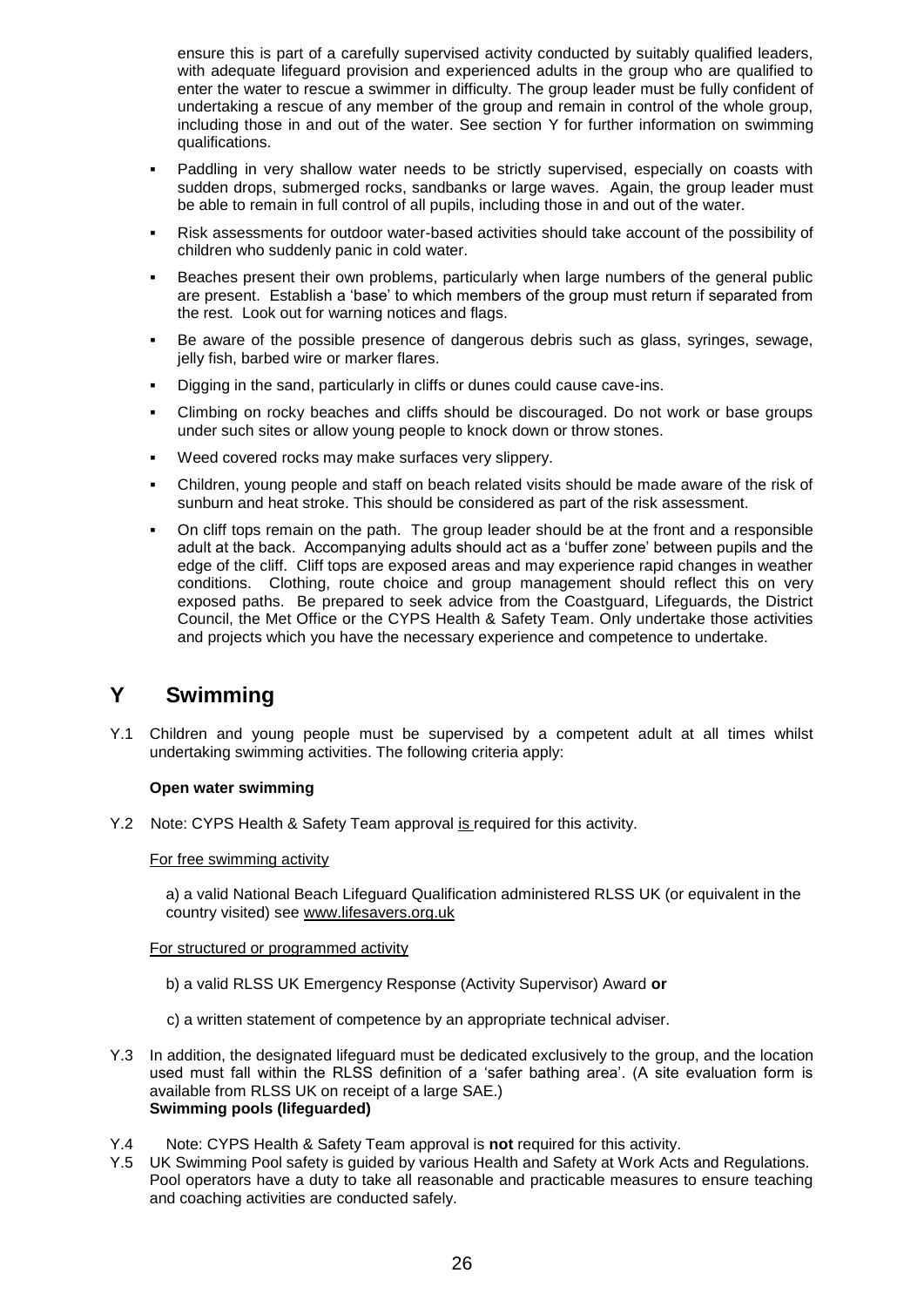ensure this is part of a carefully supervised activity conducted by suitably qualified leaders, with adequate lifeguard provision and experienced adults in the group who are qualified to enter the water to rescue a swimmer in difficulty. The group leader must be fully confident of undertaking a rescue of any member of the group and remain in control of the whole group, including those in and out of the water. See section Y for further information on swimming qualifications.

- Paddling in very shallow water needs to be strictly supervised, especially on coasts with sudden drops, submerged rocks, sandbanks or large waves. Again, the group leader must be able to remain in full control of all pupils, including those in and out of the water.
- Risk assessments for outdoor water-based activities should take account of the possibility of children who suddenly panic in cold water.
- Beaches present their own problems, particularly when large numbers of the general public are present. Establish a 'base' to which members of the group must return if separated from the rest. Look out for warning notices and flags.
- Be aware of the possible presence of dangerous debris such as glass, syringes, sewage, jelly fish, barbed wire or marker flares.
- Digging in the sand, particularly in cliffs or dunes could cause cave-ins.
- Climbing on rocky beaches and cliffs should be discouraged. Do not work or base groups under such sites or allow young people to knock down or throw stones.
- Weed covered rocks may make surfaces very slippery.
- Children, young people and staff on beach related visits should be made aware of the risk of sunburn and heat stroke. This should be considered as part of the risk assessment.
- On cliff tops remain on the path. The group leader should be at the front and a responsible adult at the back. Accompanying adults should act as a 'buffer zone' between pupils and the edge of the cliff. Cliff tops are exposed areas and may experience rapid changes in weather conditions. Clothing, route choice and group management should reflect this on very exposed paths. Be prepared to seek advice from the Coastguard, Lifeguards, the District Council, the Met Office or the CYPS Health & Safety Team. Only undertake those activities and projects which you have the necessary experience and competence to undertake.

# Y Swimming

Y.1 Children and young people must be supervised by a competent adult at all times whilst undertaking swimming activities. The following criteria apply:

**Open water swimming**

Y.2 Note: CYPS Health & Safety Team approval is required for this activity.

For free swimming activity

a) a valid National Beach Lifeguard Qualification administered RLSS UK (or equivalent in the country visited) see www.lifesavers.org.uk

For structured or programmed activity

b) a valid RLSS UK Emergency Response (Activity Supervisor) Award **or**

c) a written statement of competence by an appropriate technical adviser.

Y.3 In addition, the designated lifeguard must be dedicated exclusively to the group, and the location used must fall within the RLSS definition of a 'safer bathing area'. (A site evaluation form is available from RLSS UK on receipt of a large SAE.)

**Swimming pools (lifeguarded)**

Y.4 Note: CYPS Health & Safety Team approval is **not** required for this activity.

Y.5 UK Swimming Pool safety is guided by various Health and Safety at Work Acts and Regulations. Pool operators have a duty to take all reasonable and practicable measures to ensure teaching and coaching activities are conducted safely.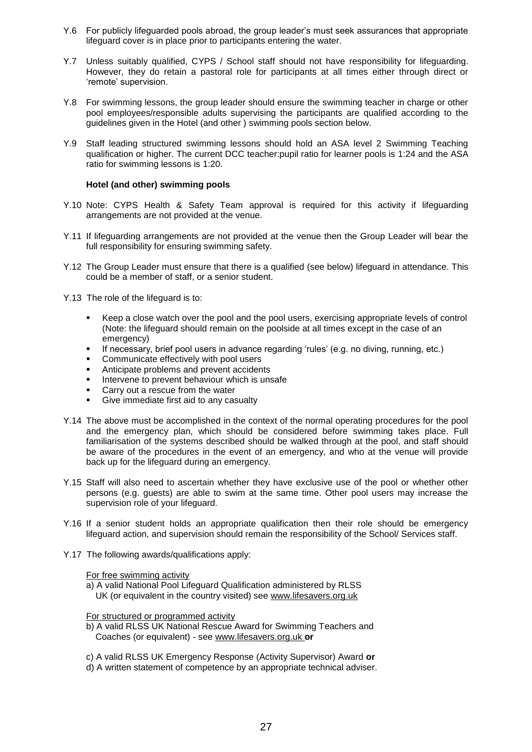Y.6 For publicly lifeguarded pools abroad, the group leader's must seek assurances that appropriate lifeguard cover is in place prior to participants entering the water.

Y.7 Unless suitably qualified, CYPS / School staff should not have responsibility for lifeguarding. However, they do retain a pastoral role for participants at all times either through direct or 'remote' supervision.

Y.8 For swimming lessons, the group leader should ensure the swimming teacher in charge or other pool employees/responsible adults supervising the participants are qualified according to the guidelines given in the Hotel (and other ) swimming pools section below.

Y.9 Staff leading structured swimming lessons should hold an ASA level 2 Swimming Teaching qualification or higher. The current DCC teacher:pupil ratio for learner pools is 1:24 and the ASA ratio for swimming lessons is 1:20.

**Hotel (and other) swimming pools**

Y.10 Note: CYPS Health & Safety Team approval is required for this activity if lifeguarding arrangements are not provided at the venue.

Y.11 If lifeguarding arrangements are not provided at the venue then the Group Leader will bear the full responsibility for ensuring swimming safety.

Y.12 The Group Leader must ensure that there is a qualified (see below) lifeguard in attendance. This could be a member of staff, or a senior student.

Y.13 The role of the lifeguard is to:

- Keep a close watch over the pool and the pool users, exercising appropriate levels of control (Note: the lifeguard should remain on the poolside at all times except in the case of an emergency)
- If necessary, brief pool users in advance regarding 'rules' (e.g. no diving, running, etc.)
- Communicate effectively with pool users
- Anticipate problems and prevent accidents
- Intervene to prevent behaviour which is unsafe
- Carry out a rescue from the water
- Give immediate first aid to any casualty

Y.14 The above must be accomplished in the context of the normal operating procedures for the pool and the emergency plan, which should be considered before swimming takes place. Full familiarisation of the systems described should be walked through at the pool, and staff should be aware of the procedures in the event of an emergency, and who at the venue will provide back up for the lifeguard during an emergency.

Y.15 Staff will also need to ascertain whether they have exclusive use of the pool or whether other persons (e.g. guests) are able to swim at the same time. Other pool users may increase the supervision role of your lifeguard.

Y.16 If a senior student holds an appropriate qualification then their role should be emergency lifeguard action, and supervision should remain the responsibility of the School/ Services staff.

Y.17 The following awards/qualifications apply:

For free swimming activity

a) A valid National Pool Lifeguard Qualification administered by RLSS UK (or equivalent in the country visited) see www.lifesavers.org.uk

For structured or programmed activity

b) A valid RLSS UK National Rescue Award for Swimming Teachers and Coaches (or equivalent) - see www.lifesavers.org.uk **or**

c) A valid RLSS UK Emergency Response (Activity Supervisor) Award **or**

d) A written statement of competence by an appropriate technical adviser.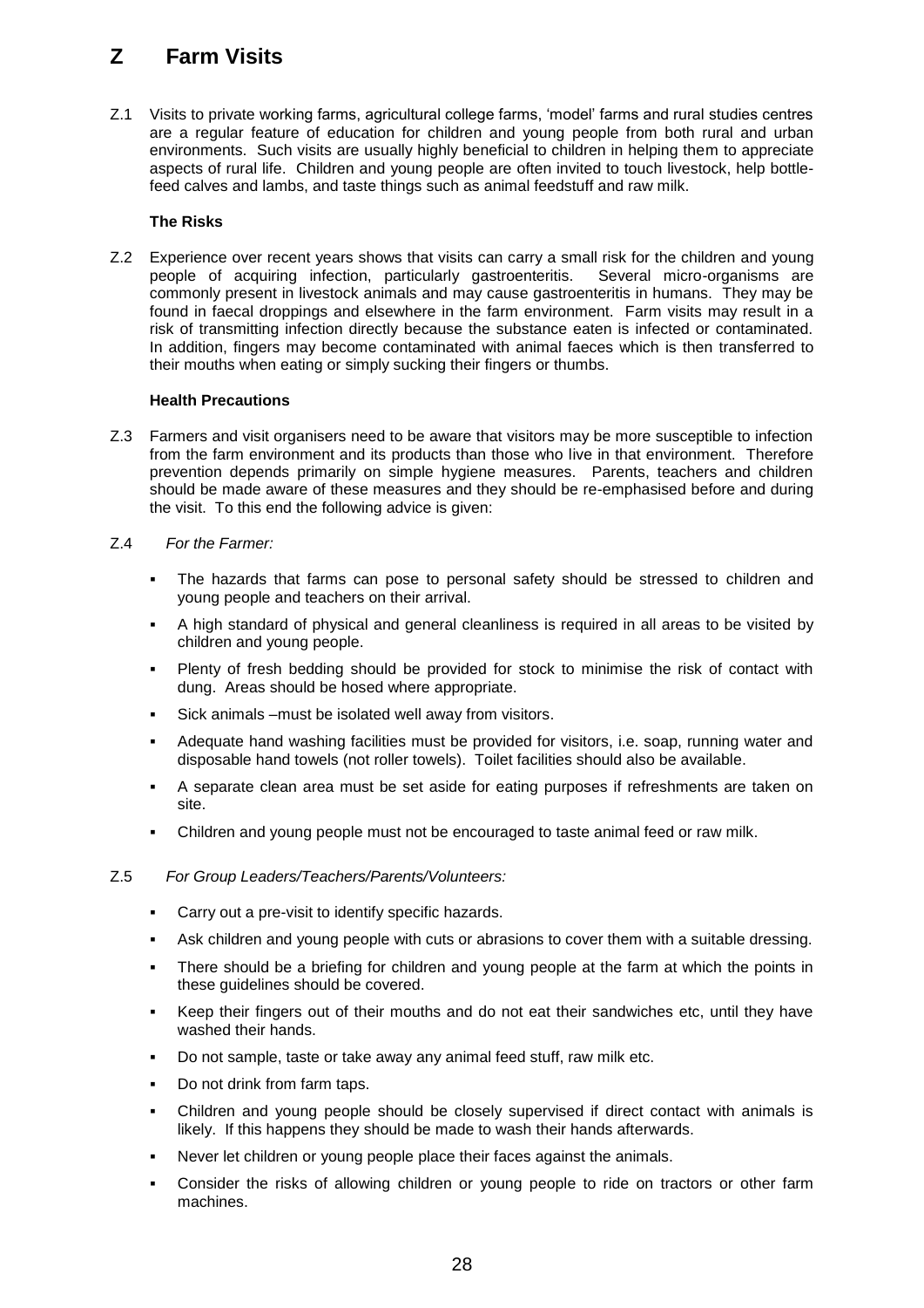# Z Farm Visits

Z.1 Visits to private working farms, agricultural college farms, 'model' farms and rural studies centres are a regular feature of education for children and young people from both rural and urban environments. Such visits are usually highly beneficial to children in helping them to appreciate aspects of rural life. Children and young people are often invited to touch livestock, help bottle-feed calves and lambs, and taste things such as animal feedstuff and raw milk.

### The Risks

Z.2 Experience over recent years shows that visits can carry a small risk for the children and young people of acquiring infection, particularly gastroenteritis. Several micro-organisms are commonly present in livestock animals and may cause gastroenteritis in humans. They may be found in faecal droppings and elsewhere in the farm environment. Farm visits may result in a risk of transmitting infection directly because the substance eaten is infected or contaminated. In addition, fingers may become contaminated with animal faeces which is then transferred to their mouths when eating or simply sucking their fingers or thumbs.

### Health Precautions

Z.3 Farmers and visit organisers need to be aware that visitors may be more susceptible to infection from the farm environment and its products than those who live in that environment. Therefore prevention depends primarily on simple hygiene measures. Parents, teachers and children should be made aware of these measures and they should be re-emphasised before and during the visit. To this end the following advice is given:

Z.4 *For the Farmer:*

- The hazards that farms can pose to personal safety should be stressed to children and young people and teachers on their arrival.
- A high standard of physical and general cleanliness is required in all areas to be visited by children and young people.
- Plenty of fresh bedding should be provided for stock to minimise the risk of contact with dung. Areas should be hosed where appropriate.
- Sick animals –must be isolated well away from visitors.
- Adequate hand washing facilities must be provided for visitors, i.e. soap, running water and disposable hand towels (not roller towels). Toilet facilities should also be available.
- A separate clean area must be set aside for eating purposes if refreshments are taken on site.
- Children and young people must not be encouraged to taste animal feed or raw milk.

Z.5 *For Group Leaders/Teachers/Parents/Volunteers:*

- Carry out a pre-visit to identify specific hazards.
- Ask children and young people with cuts or abrasions to cover them with a suitable dressing.
- There should be a briefing for children and young people at the farm at which the points in these guidelines should be covered.
- Keep their fingers out of their mouths and do not eat their sandwiches etc, until they have washed their hands.
- Do not sample, taste or take away any animal feed stuff, raw milk etc.
- Do not drink from farm taps.
- Children and young people should be closely supervised if direct contact with animals is likely. If this happens they should be made to wash their hands afterwards.
- Never let children or young people place their faces against the animals.
- Consider the risks of allowing children or young people to ride on tractors or other farm machines.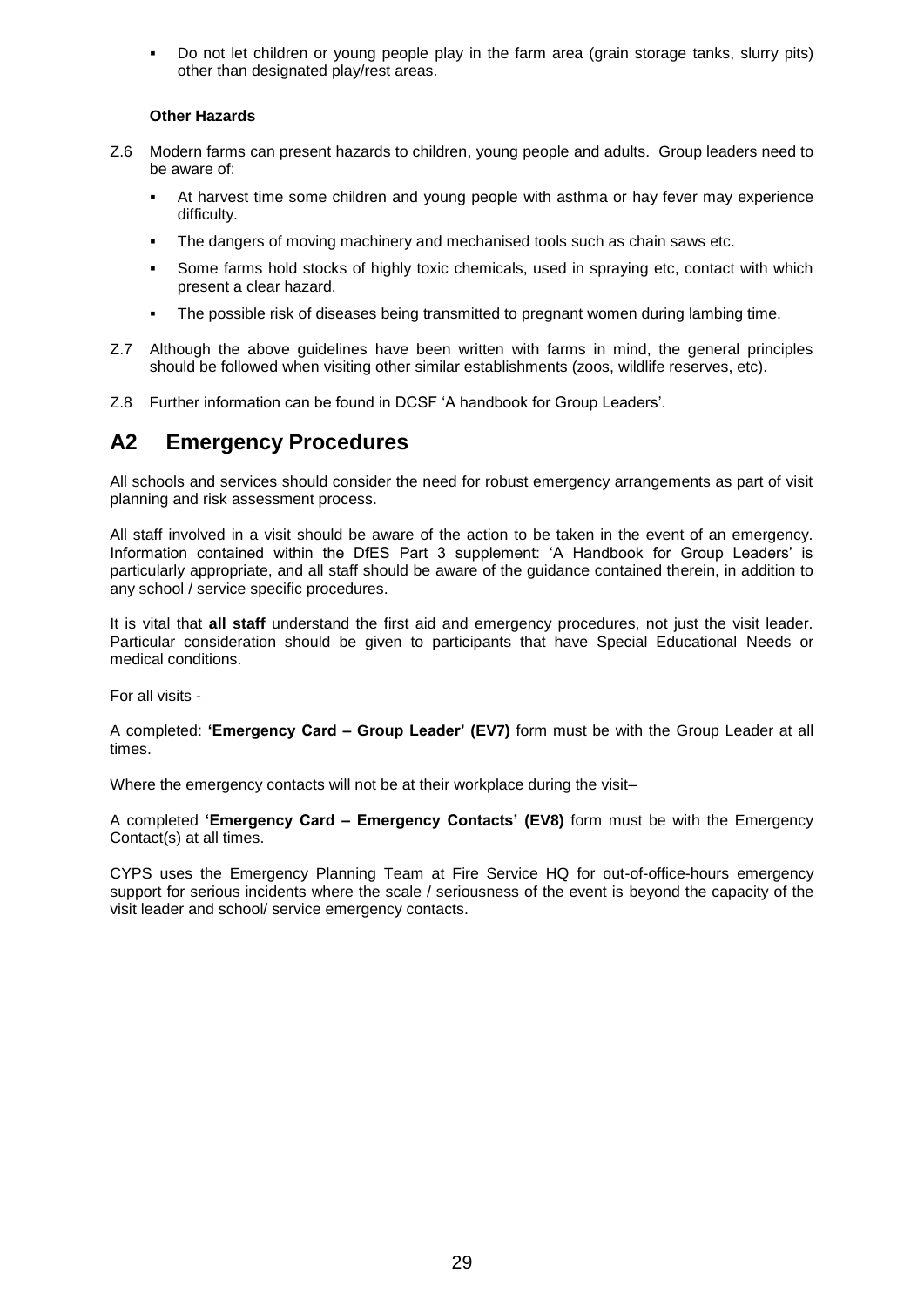- Do not let children or young people play in the farm area (grain storage tanks, slurry pits) other than designated play/rest areas.

**Other Hazards**

Z.6 Modern farms can present hazards to children, young people and adults. Group leaders need to be aware of:

- At harvest time some children and young people with asthma or hay fever may experience difficulty.
- The dangers of moving machinery and mechanised tools such as chain saws etc.
- Some farms hold stocks of highly toxic chemicals, used in spraying etc, contact with which present a clear hazard.
- The possible risk of diseases being transmitted to pregnant women during lambing time.

Z.7 Although the above guidelines have been written with farms in mind, the general principles should be followed when visiting other similar establishments (zoos, wildlife reserves, etc).

Z.8 Further information can be found in DCSF 'A handbook for Group Leaders'.

## A2 Emergency Procedures

All schools and services should consider the need for robust emergency arrangements as part of visit planning and risk assessment process.

All staff involved in a visit should be aware of the action to be taken in the event of an emergency. Information contained within the DfES Part 3 supplement: 'A Handbook for Group Leaders' is particularly appropriate, and all staff should be aware of the guidance contained therein, in addition to any school / service specific procedures.

It is vital that **all staff** understand the first aid and emergency procedures, not just the visit leader. Particular consideration should be given to participants that have Special Educational Needs or medical conditions.

For all visits -

A completed: **'Emergency Card – Group Leader' (EV7)** form must be with the Group Leader at all times.

Where the emergency contacts will not be at their workplace during the visit–

A completed **'Emergency Card – Emergency Contacts' (EV8)** form must be with the Emergency Contact(s) at all times.

CYPS uses the Emergency Planning Team at Fire Service HQ for out-of-office-hours emergency support for serious incidents where the scale / seriousness of the event is beyond the capacity of the visit leader and school/ service emergency contacts.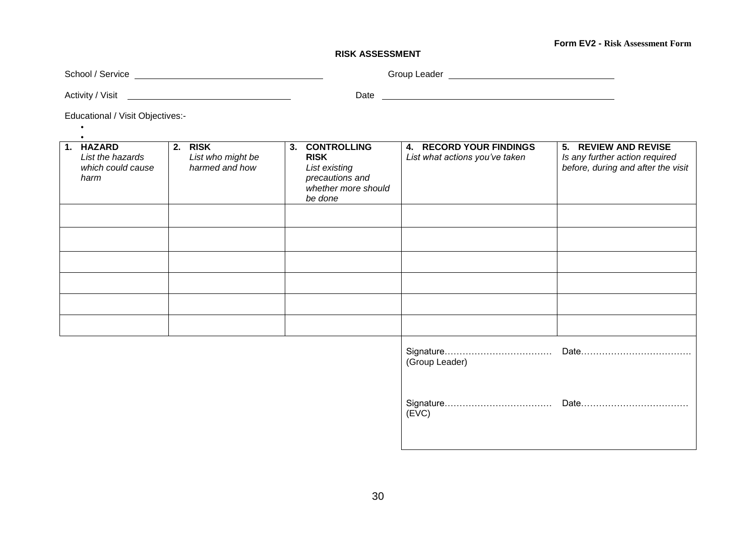**Form EV2 - Risk Assessment Form**

## RISK ASSESSMENT

School / Service ______________________________ Group Leader ______________________________

Activity / Visit ______________________________ Date ______________________________

Educational / Visit Objectives:-

- 
- 

| 1. **HAZARD** *List the hazards which could cause harm* | 2. **RISK** *List who might be harmed and how* | 3. **CONTROLLING RISK** *List existing precautions and whether more should be done* | 4. **RECORD YOUR FINDINGS** *List what actions you've taken* | 5. **REVIEW AND REVISE** *Is any further action required before, during and after the visit* |
|---|---|---|---|---|
| | | | | |
| | | | | |
| | | | | |
| | | | | |
| | | | | |
| | | | | |

Signature……………………………… Date………………………………
(Group Leader)

Signature……………………………… Date………………………………
(EVC)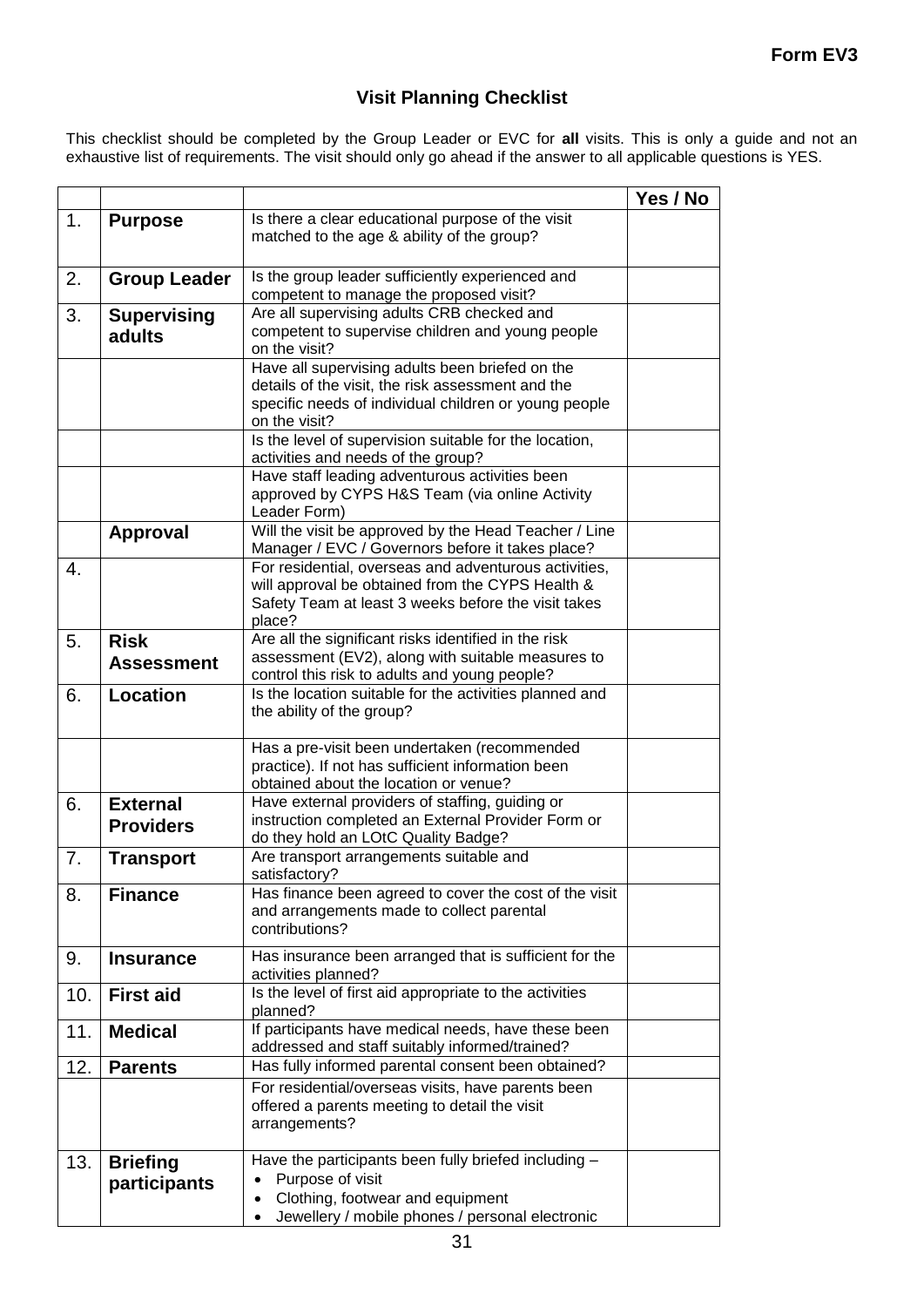**Form EV3**

## Visit Planning Checklist

This checklist should be completed by the Group Leader or EVC for **all** visits. This is only a guide and not an exhaustive list of requirements. The visit should only go ahead if the answer to all applicable questions is YES.

| | | | Yes / No |
|---|---|---|---|
| 1. | **Purpose** | Is there a clear educational purpose of the visit matched to the age & ability of the group? | |
| 2. | **Group Leader** | Is the group leader sufficiently experienced and competent to manage the proposed visit? | |
| 3. | **Supervising adults** | Are all supervising adults CRB checked and competent to supervise children and young people on the visit? | |
| | | Have all supervising adults been briefed on the details of the visit, the risk assessment and the specific needs of individual children or young people on the visit? | |
| | | Is the level of supervision suitable for the location, activities and needs of the group? | |
| | | Have staff leading adventurous activities been approved by CYPS H&S Team (via online Activity Leader Form) | |
| | **Approval** | Will the visit be approved by the Head Teacher / Line Manager / EVC / Governors before it takes place? | |
| 4. | | For residential, overseas and adventurous activities, will approval be obtained from the CYPS Health & Safety Team at least 3 weeks before the visit takes place? | |
| 5. | **Risk Assessment** | Are all the significant risks identified in the risk assessment (EV2), along with suitable measures to control this risk to adults and young people? | |
| 6. | **Location** | Is the location suitable for the activities planned and the ability of the group? | |
| | | Has a pre-visit been undertaken (recommended practice). If not has sufficient information been obtained about the location or venue? | |
| 6. | **External Providers** | Have external providers of staffing, guiding or instruction completed an External Provider Form or do they hold an LOtC Quality Badge? | |
| 7. | **Transport** | Are transport arrangements suitable and satisfactory? | |
| 8. | **Finance** | Has finance been agreed to cover the cost of the visit and arrangements made to collect parental contributions? | |
| 9. | **Insurance** | Has insurance been arranged that is sufficient for the activities planned? | |
| 10. | **First aid** | Is the level of first aid appropriate to the activities planned? | |
| 11. | **Medical** | If participants have medical needs, have these been addressed and staff suitably informed/trained? | |
| 12. | **Parents** | Has fully informed parental consent been obtained? | |
| | | For residential/overseas visits, have parents been offered a parents meeting to detail the visit arrangements? | |
| 13. | **Briefing participants** | Have the participants been fully briefed including – <br>• Purpose of visit <br>• Clothing, footwear and equipment <br>• Jewellery / mobile phones / personal electronic | |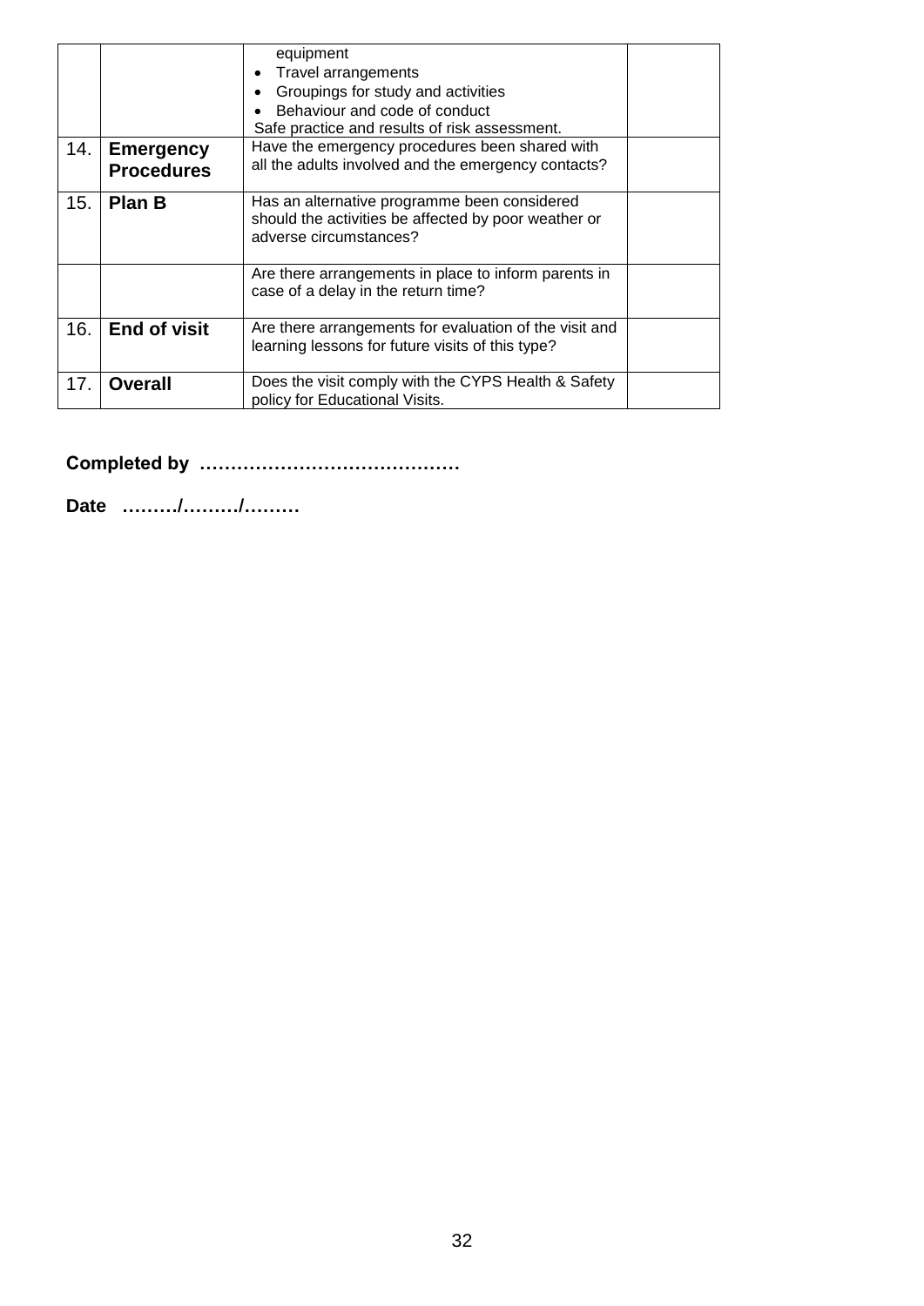| | | | |
|---|---|---|---|
| | | equipment<br>• Travel arrangements<br>• Groupings for study and activities<br>• Behaviour and code of conduct<br>Safe practice and results of risk assessment. | |
| 14. | **Emergency Procedures** | Have the emergency procedures been shared with all the adults involved and the emergency contacts? | |
| 15. | **Plan B** | Has an alternative programme been considered should the activities be affected by poor weather or adverse circumstances? | |
| | | Are there arrangements in place to inform parents in case of a delay in the return time? | |
| 16. | **End of visit** | Are there arrangements for evaluation of the visit and learning lessons for future visits of this type? | |
| 17. | **Overall** | Does the visit comply with the CYPS Health & Safety policy for Educational Visits. | |

**Completed by ……………………………………**

**Date ………/………/………**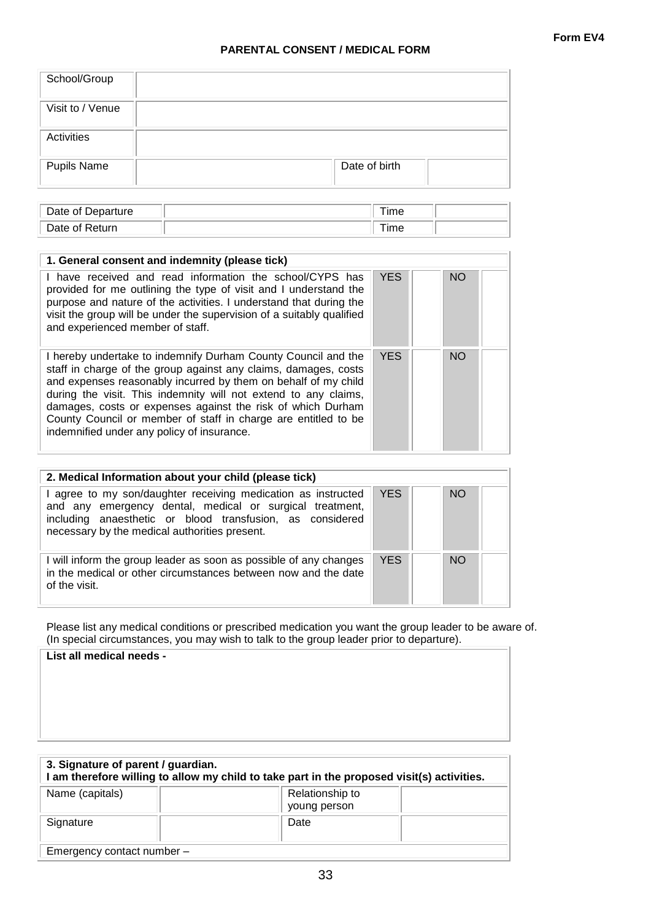Form EV4

# PARENTAL CONSENT / MEDICAL FORM

| School/Group | | | |
|---|---|---|---|
| Visit to / Venue | | | |
| Activities | | | |
| Pupils Name | | Date of birth | |

| Date of Departure | | Time | |
|---|---|---|---|
| Date of Return | | Time | |

| 1. General consent and indemnity (please tick) | | | | |
|---|---|---|---|---|
| I have received and read information the school/CYPS has provided for me outlining the type of visit and I understand the purpose and nature of the activities. I understand that during the visit the group will be under the supervision of a suitably qualified and experienced member of staff. | YES | | NO | |
| I hereby undertake to indemnify Durham County Council and the staff in charge of the group against any claims, damages, costs and expenses reasonably incurred by them on behalf of my child during the visit. This indemnity will not extend to any claims, damages, costs or expenses against the risk of which Durham County Council or member of staff in charge are entitled to be indemnified under any policy of insurance. | YES | | NO | |

| 2. Medical Information about your child (please tick) | | | | |
|---|---|---|---|---|
| I agree to my son/daughter receiving medication as instructed and any emergency dental, medical or surgical treatment, including anaesthetic or blood transfusion, as considered necessary by the medical authorities present. | YES | | NO | |
| I will inform the group leader as soon as possible of any changes in the medical or other circumstances between now and the date of the visit. | YES | | NO | |

Please list any medical conditions or prescribed medication you want the group leader to be aware of. (In special circumstances, you may wish to talk to the group leader prior to departure).

| **List all medical needs -** |
|---|
| |

| **3. Signature of parent / guardian.** **I am therefore willing to allow my child to take part in the proposed visit(s) activities.** | | | |
|---|---|---|---|
| Name (capitals) | | Relationship to young person | |
| Signature | | Date | |
| Emergency contact number – | | | |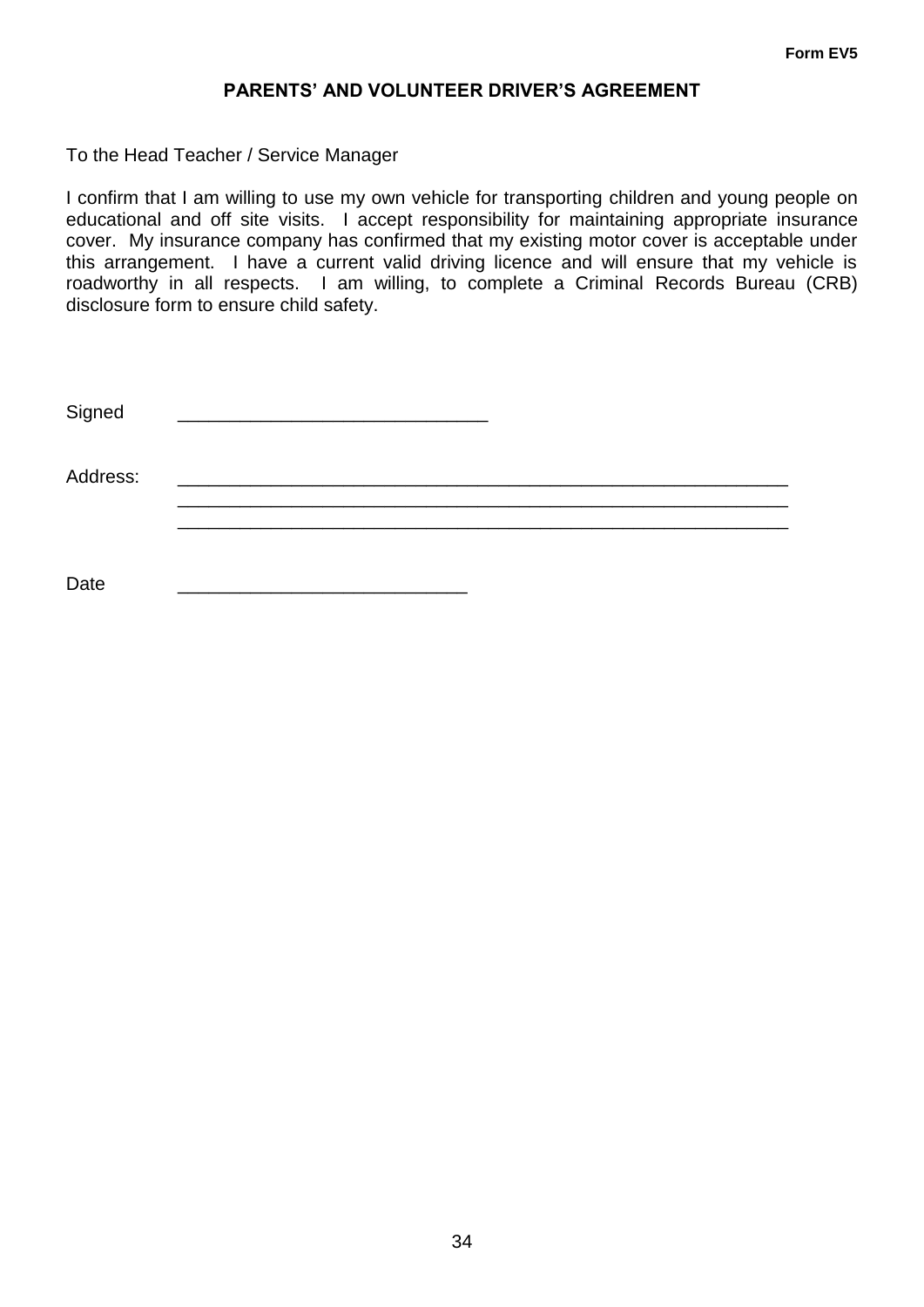**Form EV5**

## PARENTS' AND VOLUNTEER DRIVER'S AGREEMENT

To the Head Teacher / Service Manager

I confirm that I am willing to use my own vehicle for transporting children and young people on educational and off site visits. I accept responsibility for maintaining appropriate insurance cover. My insurance company has confirmed that my existing motor cover is acceptable under this arrangement. I have a current valid driving licence and will ensure that my vehicle is roadworthy in all respects. I am willing, to complete a Criminal Records Bureau (CRB) disclosure form to ensure child safety.

Signed ______________________________

Address: ____________________________________________________________
____________________________________________________________
____________________________________________________________

Date ____________________________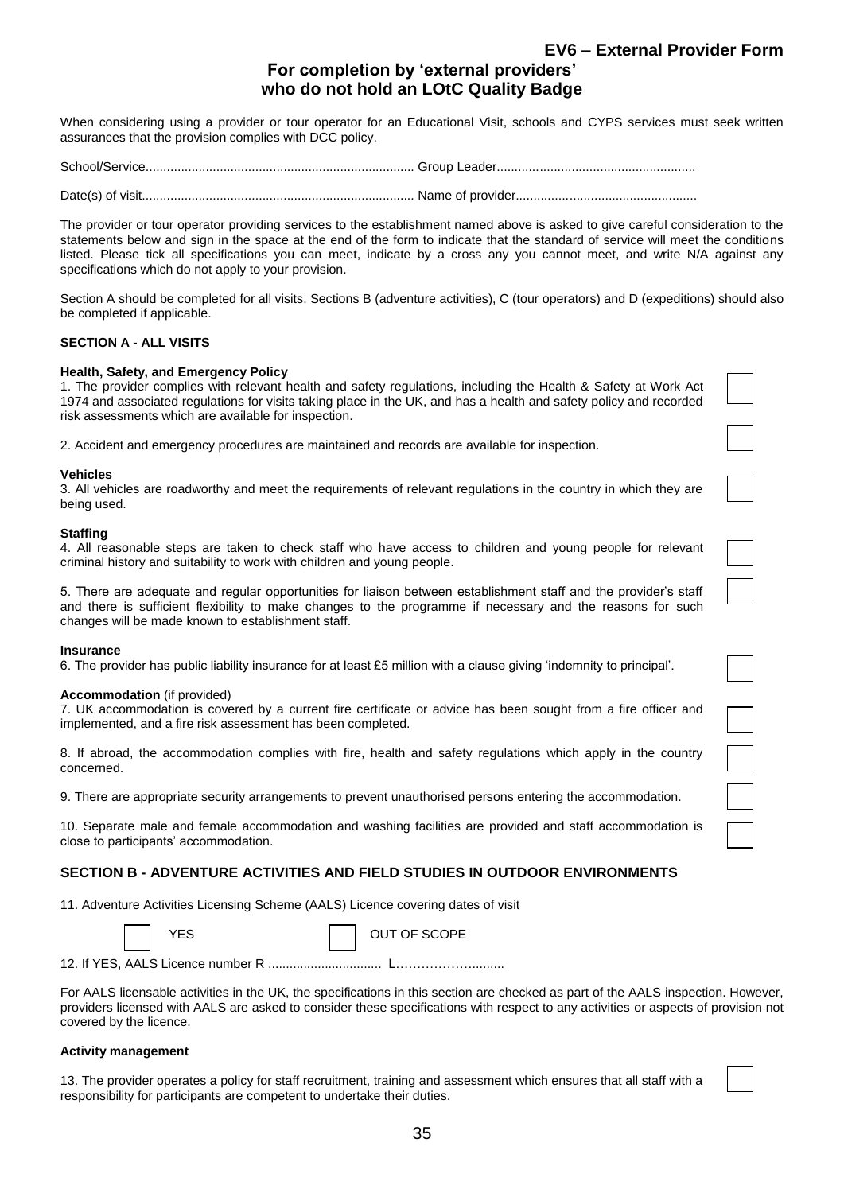## EV6 – External Provider Form

### For completion by 'external providers' who do not hold an LOtC Quality Badge

When considering using a provider or tour operator for an Educational Visit, schools and CYPS services must seek written assurances that the provision complies with DCC policy.

School/Service........................................................................... Group Leader........................................................

Date(s) of visit............................................................................ Name of provider...................................................

The provider or tour operator providing services to the establishment named above is asked to give careful consideration to the statements below and sign in the space at the end of the form to indicate that the standard of service will meet the conditions listed. Please tick all specifications you can meet, indicate by a cross any you cannot meet, and write N/A against any specifications which do not apply to your provision.

Section A should be completed for all visits. Sections B (adventure activities), C (tour operators) and D (expeditions) should also be completed if applicable.

**SECTION A - ALL VISITS**

**Health, Safety, and Emergency Policy**

1. The provider complies with relevant health and safety regulations, including the Health & Safety at Work Act 1974 and associated regulations for visits taking place in the UK, and has a health and safety policy and recorded risk assessments which are available for inspection. ☐

2. Accident and emergency procedures are maintained and records are available for inspection. ☐

**Vehicles**

3. All vehicles are roadworthy and meet the requirements of relevant regulations in the country in which they are being used. ☐

**Staffing**

4. All reasonable steps are taken to check staff who have access to children and young people for relevant criminal history and suitability to work with children and young people. ☐

5. There are adequate and regular opportunities for liaison between establishment staff and the provider's staff and there is sufficient flexibility to make changes to the programme if necessary and the reasons for such changes will be made known to establishment staff. ☐

**Insurance**

6. The provider has public liability insurance for at least £5 million with a clause giving 'indemnity to principal'. ☐

**Accommodation** (if provided)

7. UK accommodation is covered by a current fire certificate or advice has been sought from a fire officer and implemented, and a fire risk assessment has been completed. ☐

8. If abroad, the accommodation complies with fire, health and safety regulations which apply in the country concerned. ☐

9. There are appropriate security arrangements to prevent unauthorised persons entering the accommodation. ☐

10. Separate male and female accommodation and washing facilities are provided and staff accommodation is close to participants' accommodation. ☐

### SECTION B - ADVENTURE ACTIVITIES AND FIELD STUDIES IN OUTDOOR ENVIRONMENTS

11. Adventure Activities Licensing Scheme (AALS) Licence covering dates of visit

☐ YES ☐ OUT OF SCOPE

12. If YES, AALS Licence number R ................................ L……………….........

For AALS licensable activities in the UK, the specifications in this section are checked as part of the AALS inspection. However, providers licensed with AALS are asked to consider these specifications with respect to any activities or aspects of provision not covered by the licence.

**Activity management**

13. The provider operates a policy for staff recruitment, training and assessment which ensures that all staff with a responsibility for participants are competent to undertake their duties. ☐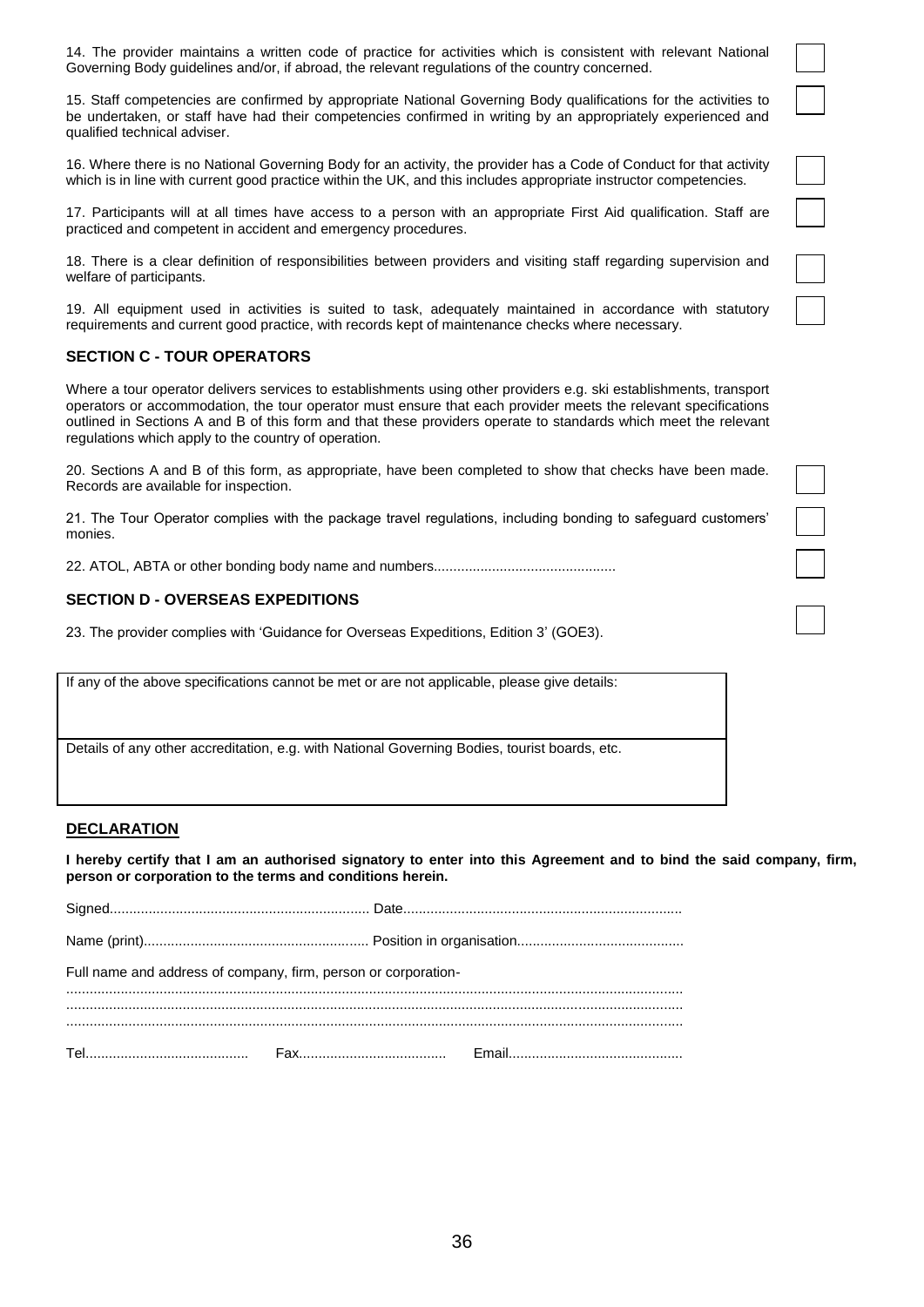14. The provider maintains a written code of practice for activities which is consistent with relevant National Governing Body guidelines and/or, if abroad, the relevant regulations of the country concerned. ☐

15. Staff competencies are confirmed by appropriate National Governing Body qualifications for the activities to be undertaken, or staff have had their competencies confirmed in writing by an appropriately experienced and qualified technical adviser. ☐

16. Where there is no National Governing Body for an activity, the provider has a Code of Conduct for that activity which is in line with current good practice within the UK, and this includes appropriate instructor competencies. ☐

17. Participants will at all times have access to a person with an appropriate First Aid qualification. Staff are practiced and competent in accident and emergency procedures. ☐

18. There is a clear definition of responsibilities between providers and visiting staff regarding supervision and welfare of participants. ☐

19. All equipment used in activities is suited to task, adequately maintained in accordance with statutory requirements and current good practice, with records kept of maintenance checks where necessary. ☐

### SECTION C - TOUR OPERATORS

Where a tour operator delivers services to establishments using other providers e.g. ski establishments, transport operators or accommodation, the tour operator must ensure that each provider meets the relevant specifications outlined in Sections A and B of this form and that these providers operate to standards which meet the relevant regulations which apply to the country of operation.

20. Sections A and B of this form, as appropriate, have been completed to show that checks have been made. Records are available for inspection. ☐

21. The Tour Operator complies with the package travel regulations, including bonding to safeguard customers' monies. ☐

22. ATOL, ABTA or other bonding body name and numbers............................................... ☐

### SECTION D - OVERSEAS EXPEDITIONS

23. The provider complies with 'Guidance for Overseas Expeditions, Edition 3' (GOE3). ☐

| If any of the above specifications cannot be met or are not applicable, please give details: |
|---|
| Details of any other accreditation, e.g. with National Governing Bodies, tourist boards, etc. |

### DECLARATION

**I hereby certify that I am an authorised signatory to enter into this Agreement and to bind the said company, firm, person or corporation to the terms and conditions herein.**

Signed................................................................... Date.......................................................................

Name (print).......................................................... Position in organisation..........................................

Full name and address of company, firm, person or corporation-
.............................................................................................................................................................
.............................................................................................................................................................
.............................................................................................................................................................

Tel.......................................... Fax...................................... Email.............................................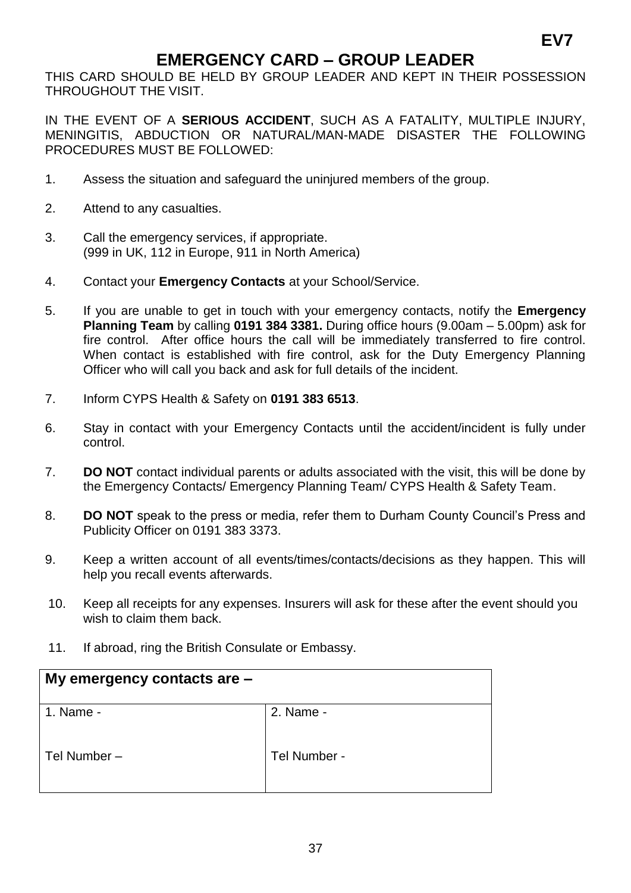**EV7**

# EMERGENCY CARD – GROUP LEADER

THIS CARD SHOULD BE HELD BY GROUP LEADER AND KEPT IN THEIR POSSESSION THROUGHOUT THE VISIT.

IN THE EVENT OF A **SERIOUS ACCIDENT**, SUCH AS A FATALITY, MULTIPLE INJURY, MENINGITIS, ABDUCTION OR NATURAL/MAN-MADE DISASTER THE FOLLOWING PROCEDURES MUST BE FOLLOWED:

1. Assess the situation and safeguard the uninjured members of the group.

2. Attend to any casualties.

3. Call the emergency services, if appropriate.
   (999 in UK, 112 in Europe, 911 in North America)

4. Contact your **Emergency Contacts** at your School/Service.

5. If you are unable to get in touch with your emergency contacts, notify the **Emergency Planning Team** by calling **0191 384 3381.** During office hours (9.00am – 5.00pm) ask for fire control. After office hours the call will be immediately transferred to fire control. When contact is established with fire control, ask for the Duty Emergency Planning Officer who will call you back and ask for full details of the incident.

7. Inform CYPS Health & Safety on **0191 383 6513**.

6. Stay in contact with your Emergency Contacts until the accident/incident is fully under control.

7. **DO NOT** contact individual parents or adults associated with the visit, this will be done by the Emergency Contacts/ Emergency Planning Team/ CYPS Health & Safety Team.

8. **DO NOT** speak to the press or media, refer them to Durham County Council's Press and Publicity Officer on 0191 383 3373.

9. Keep a written account of all events/times/contacts/decisions as they happen. This will help you recall events afterwards.

10. Keep all receipts for any expenses. Insurers will ask for these after the event should you wish to claim them back.

11. If abroad, ring the British Consulate or Embassy.

| **My emergency contacts are –** | |
|---|---|
| 1. Name -<br><br>Tel Number – | 2. Name -<br><br>Tel Number - |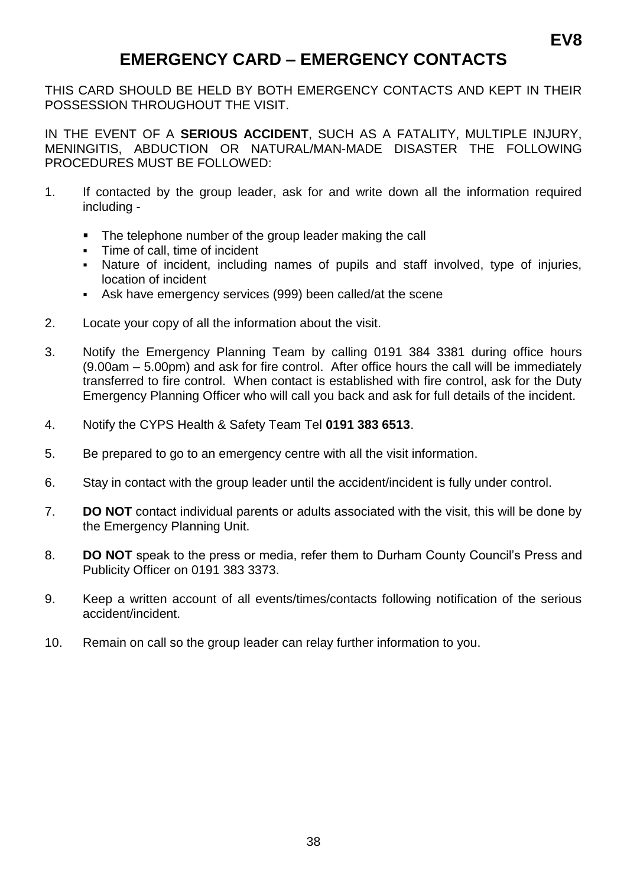**EV8**

# EMERGENCY CARD – EMERGENCY CONTACTS

THIS CARD SHOULD BE HELD BY BOTH EMERGENCY CONTACTS AND KEPT IN THEIR POSSESSION THROUGHOUT THE VISIT.

IN THE EVENT OF A **SERIOUS ACCIDENT**, SUCH AS A FATALITY, MULTIPLE INJURY, MENINGITIS, ABDUCTION OR NATURAL/MAN-MADE DISASTER THE FOLLOWING PROCEDURES MUST BE FOLLOWED:

1. If contacted by the group leader, ask for and write down all the information required including -
   - The telephone number of the group leader making the call
   - Time of call, time of incident
   - Nature of incident, including names of pupils and staff involved, type of injuries, location of incident
   - Ask have emergency services (999) been called/at the scene

2. Locate your copy of all the information about the visit.

3. Notify the Emergency Planning Team by calling 0191 384 3381 during office hours (9.00am – 5.00pm) and ask for fire control. After office hours the call will be immediately transferred to fire control. When contact is established with fire control, ask for the Duty Emergency Planning Officer who will call you back and ask for full details of the incident.

4. Notify the CYPS Health & Safety Team Tel **0191 383 6513**.

5. Be prepared to go to an emergency centre with all the visit information.

6. Stay in contact with the group leader until the accident/incident is fully under control.

7. **DO NOT** contact individual parents or adults associated with the visit, this will be done by the Emergency Planning Unit.

8. **DO NOT** speak to the press or media, refer them to Durham County Council's Press and Publicity Officer on 0191 383 3373.

9. Keep a written account of all events/times/contacts following notification of the serious accident/incident.

10. Remain on call so the group leader can relay further information to you.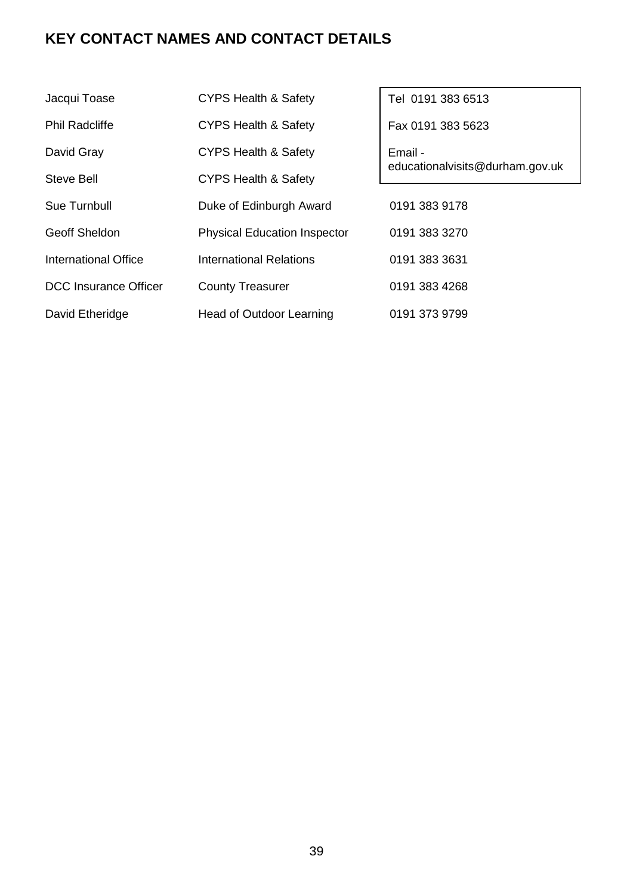## KEY CONTACT NAMES AND CONTACT DETAILS

| | | |
|---|---|---|
| Jacqui Toase | CYPS Health & Safety | Tel 0191 383 6513 |
| Phil Radcliffe | CYPS Health & Safety | Fax 0191 383 5623 |
| David Gray | CYPS Health & Safety | Email - educationalvisits@durham.gov.uk |
| Steve Bell | CYPS Health & Safety | |
| Sue Turnbull | Duke of Edinburgh Award | 0191 383 9178 |
| Geoff Sheldon | Physical Education Inspector | 0191 383 3270 |
| International Office | International Relations | 0191 383 3631 |
| DCC Insurance Officer | County Treasurer | 0191 383 4268 |
| David Etheridge | Head of Outdoor Learning | 0191 373 9799 |